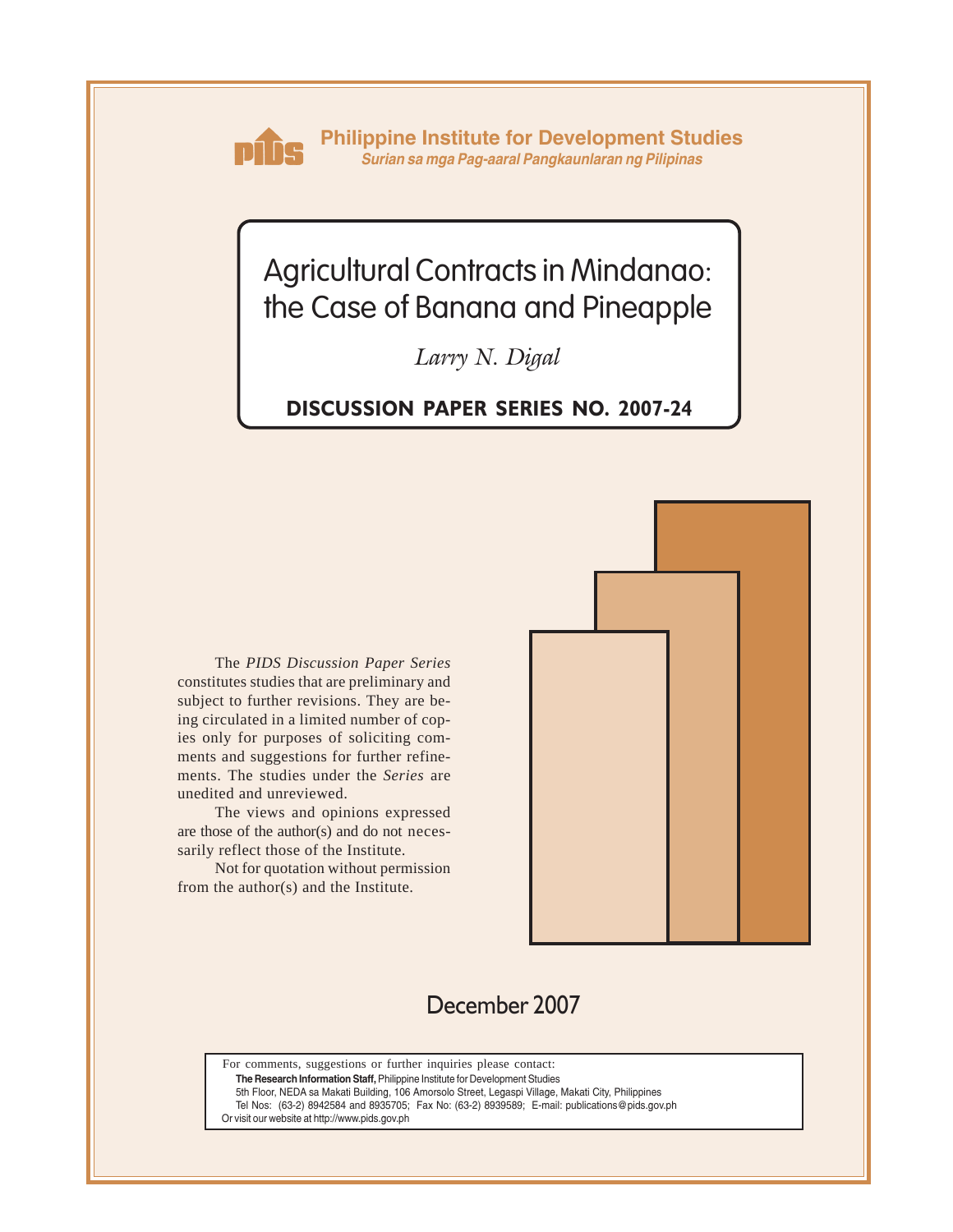**Philippine Institute for Development Studies**
*Surian sa mga Pag-aaral Pangkaunlaran ng Pilipinas*

# Agricultural Contracts in Mindanao: the Case of Banana and Pineapple

*Larry N. Digal*

**DISCUSSION PAPER SERIES NO. 2007-24**

The *PIDS Discussion Paper Series* constitutes studies that are preliminary and subject to further revisions. They are being circulated in a limited number of copies only for purposes of soliciting comments and suggestions for further refinements. The studies under the *Series* are unedited and unreviewed.

The views and opinions expressed are those of the author(s) and do not necessarily reflect those of the Institute.

Not for quotation without permission from the author(s) and the Institute.

December 2007

For comments, suggestions or further inquiries please contact:
**The Research Information Staff,** Philippine Institute for Development Studies
5th Floor, NEDA sa Makati Building, 106 Amorsolo Street, Legaspi Village, Makati City, Philippines
Tel Nos: (63-2) 8942584 and 8935705; Fax No: (63-2) 8939589; E-mail: publications@pids.gov.ph
Or visit our website at http://www.pids.gov.ph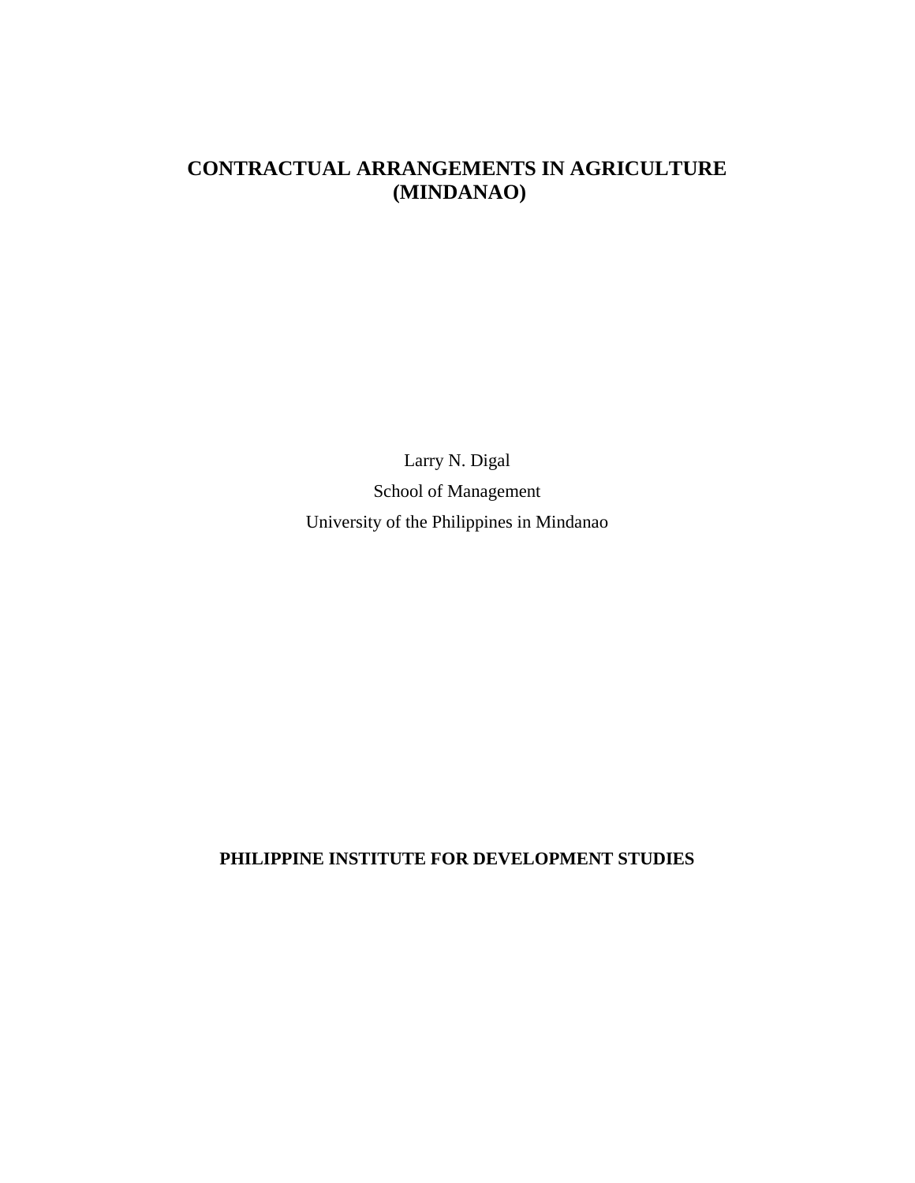# CONTRACTUAL ARRANGEMENTS IN AGRICULTURE (MINDANAO)

Larry N. Digal

School of Management

University of the Philippines in Mindanao

**PHILIPPINE INSTITUTE FOR DEVELOPMENT STUDIES**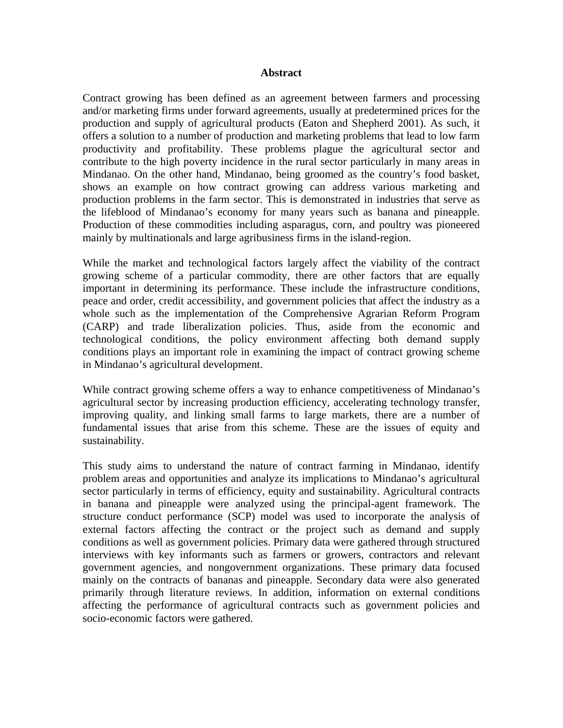## Abstract

Contract growing has been defined as an agreement between farmers and processing and/or marketing firms under forward agreements, usually at predetermined prices for the production and supply of agricultural products (Eaton and Shepherd 2001). As such, it offers a solution to a number of production and marketing problems that lead to low farm productivity and profitability. These problems plague the agricultural sector and contribute to the high poverty incidence in the rural sector particularly in many areas in Mindanao. On the other hand, Mindanao, being groomed as the country's food basket, shows an example on how contract growing can address various marketing and production problems in the farm sector. This is demonstrated in industries that serve as the lifeblood of Mindanao's economy for many years such as banana and pineapple. Production of these commodities including asparagus, corn, and poultry was pioneered mainly by multinationals and large agribusiness firms in the island-region.

While the market and technological factors largely affect the viability of the contract growing scheme of a particular commodity, there are other factors that are equally important in determining its performance. These include the infrastructure conditions, peace and order, credit accessibility, and government policies that affect the industry as a whole such as the implementation of the Comprehensive Agrarian Reform Program (CARP) and trade liberalization policies. Thus, aside from the economic and technological conditions, the policy environment affecting both demand supply conditions plays an important role in examining the impact of contract growing scheme in Mindanao's agricultural development.

While contract growing scheme offers a way to enhance competitiveness of Mindanao's agricultural sector by increasing production efficiency, accelerating technology transfer, improving quality, and linking small farms to large markets, there are a number of fundamental issues that arise from this scheme. These are the issues of equity and sustainability.

This study aims to understand the nature of contract farming in Mindanao, identify problem areas and opportunities and analyze its implications to Mindanao's agricultural sector particularly in terms of efficiency, equity and sustainability. Agricultural contracts in banana and pineapple were analyzed using the principal-agent framework. The structure conduct performance (SCP) model was used to incorporate the analysis of external factors affecting the contract or the project such as demand and supply conditions as well as government policies. Primary data were gathered through structured interviews with key informants such as farmers or growers, contractors and relevant government agencies, and nongovernment organizations. These primary data focused mainly on the contracts of bananas and pineapple. Secondary data were also generated primarily through literature reviews. In addition, information on external conditions affecting the performance of agricultural contracts such as government policies and socio-economic factors were gathered.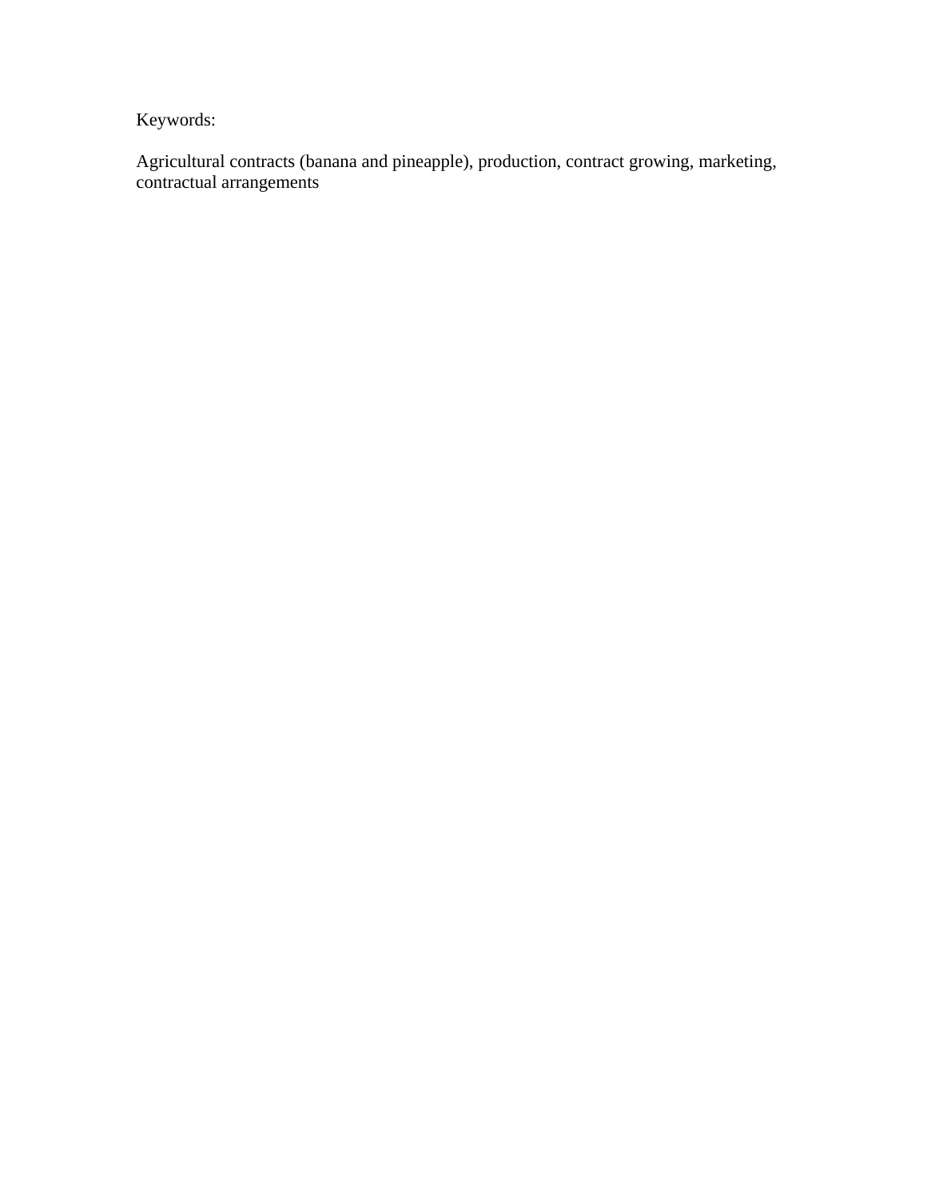Keywords:

Agricultural contracts (banana and pineapple), production, contract growing, marketing, contractual arrangements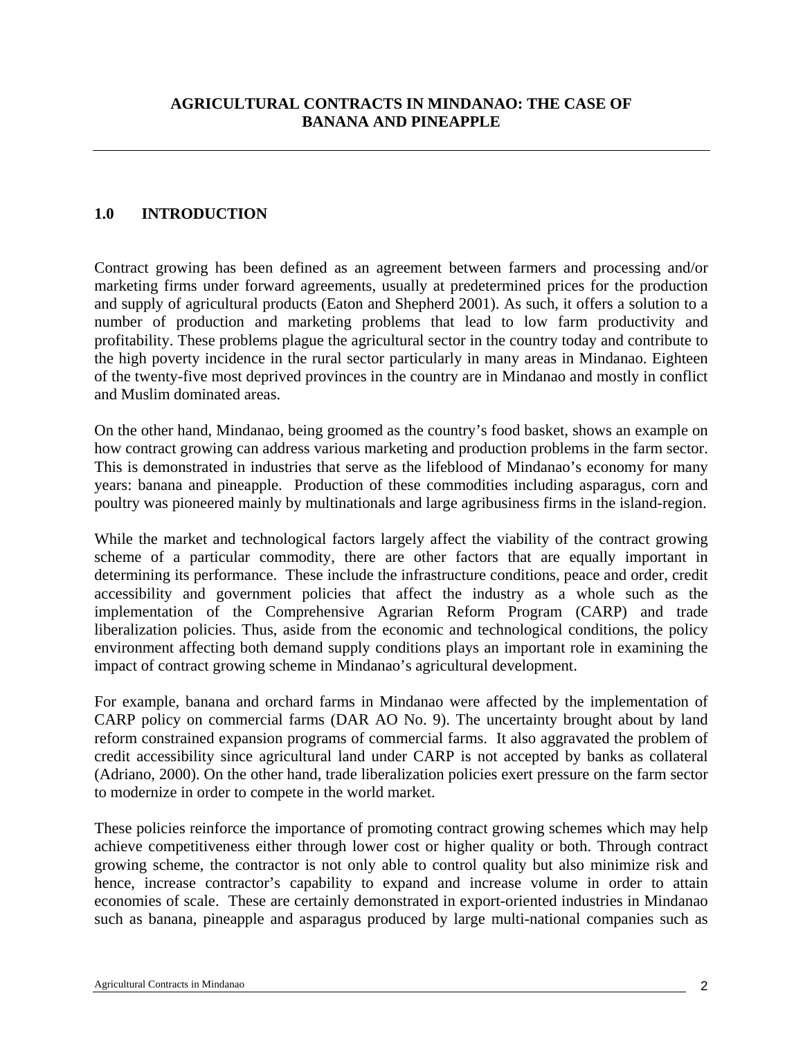## AGRICULTURAL CONTRACTS IN MINDANAO: THE CASE OF BANANA AND PINEAPPLE

### 1.0 INTRODUCTION

Contract growing has been defined as an agreement between farmers and processing and/or marketing firms under forward agreements, usually at predetermined prices for the production and supply of agricultural products (Eaton and Shepherd 2001). As such, it offers a solution to a number of production and marketing problems that lead to low farm productivity and profitability. These problems plague the agricultural sector in the country today and contribute to the high poverty incidence in the rural sector particularly in many areas in Mindanao. Eighteen of the twenty-five most deprived provinces in the country are in Mindanao and mostly in conflict and Muslim dominated areas.

On the other hand, Mindanao, being groomed as the country's food basket, shows an example on how contract growing can address various marketing and production problems in the farm sector. This is demonstrated in industries that serve as the lifeblood of Mindanao's economy for many years: banana and pineapple. Production of these commodities including asparagus, corn and poultry was pioneered mainly by multinationals and large agribusiness firms in the island-region.

While the market and technological factors largely affect the viability of the contract growing scheme of a particular commodity, there are other factors that are equally important in determining its performance. These include the infrastructure conditions, peace and order, credit accessibility and government policies that affect the industry as a whole such as the implementation of the Comprehensive Agrarian Reform Program (CARP) and trade liberalization policies. Thus, aside from the economic and technological conditions, the policy environment affecting both demand supply conditions plays an important role in examining the impact of contract growing scheme in Mindanao's agricultural development.

For example, banana and orchard farms in Mindanao were affected by the implementation of CARP policy on commercial farms (DAR AO No. 9). The uncertainty brought about by land reform constrained expansion programs of commercial farms. It also aggravated the problem of credit accessibility since agricultural land under CARP is not accepted by banks as collateral (Adriano, 2000). On the other hand, trade liberalization policies exert pressure on the farm sector to modernize in order to compete in the world market.

These policies reinforce the importance of promoting contract growing schemes which may help achieve competitiveness either through lower cost or higher quality or both. Through contract growing scheme, the contractor is not only able to control quality but also minimize risk and hence, increase contractor's capability to expand and increase volume in order to attain economies of scale. These are certainly demonstrated in export-oriented industries in Mindanao such as banana, pineapple and asparagus produced by large multi-national companies such as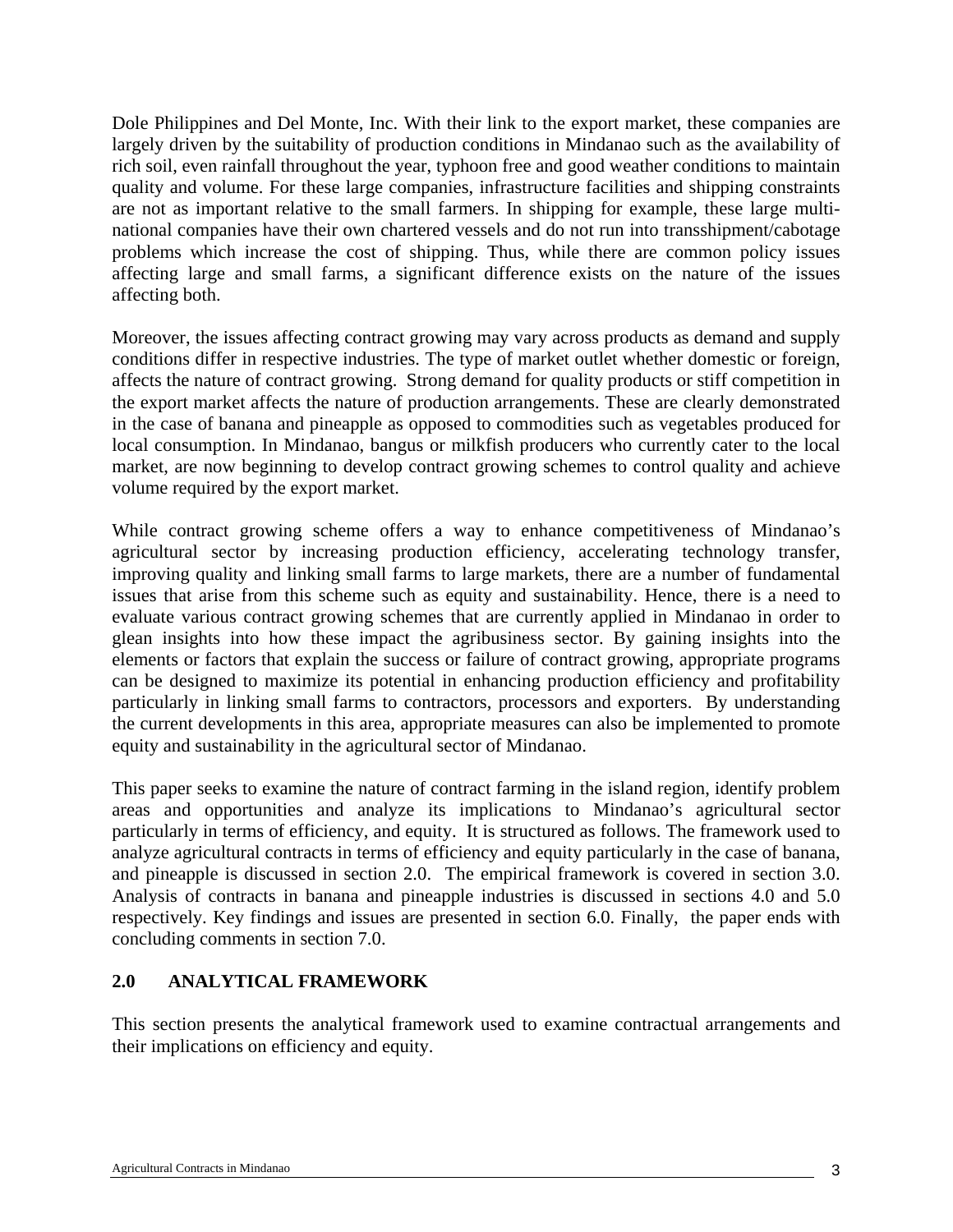Dole Philippines and Del Monte, Inc. With their link to the export market, these companies are largely driven by the suitability of production conditions in Mindanao such as the availability of rich soil, even rainfall throughout the year, typhoon free and good weather conditions to maintain quality and volume. For these large companies, infrastructure facilities and shipping constraints are not as important relative to the small farmers. In shipping for example, these large multi-national companies have their own chartered vessels and do not run into transshipment/cabotage problems which increase the cost of shipping. Thus, while there are common policy issues affecting large and small farms, a significant difference exists on the nature of the issues affecting both.

Moreover, the issues affecting contract growing may vary across products as demand and supply conditions differ in respective industries. The type of market outlet whether domestic or foreign, affects the nature of contract growing. Strong demand for quality products or stiff competition in the export market affects the nature of production arrangements. These are clearly demonstrated in the case of banana and pineapple as opposed to commodities such as vegetables produced for local consumption. In Mindanao, bangus or milkfish producers who currently cater to the local market, are now beginning to develop contract growing schemes to control quality and achieve volume required by the export market.

While contract growing scheme offers a way to enhance competitiveness of Mindanao's agricultural sector by increasing production efficiency, accelerating technology transfer, improving quality and linking small farms to large markets, there are a number of fundamental issues that arise from this scheme such as equity and sustainability. Hence, there is a need to evaluate various contract growing schemes that are currently applied in Mindanao in order to glean insights into how these impact the agribusiness sector. By gaining insights into the elements or factors that explain the success or failure of contract growing, appropriate programs can be designed to maximize its potential in enhancing production efficiency and profitability particularly in linking small farms to contractors, processors and exporters. By understanding the current developments in this area, appropriate measures can also be implemented to promote equity and sustainability in the agricultural sector of Mindanao.

This paper seeks to examine the nature of contract farming in the island region, identify problem areas and opportunities and analyze its implications to Mindanao's agricultural sector particularly in terms of efficiency, and equity. It is structured as follows. The framework used to analyze agricultural contracts in terms of efficiency and equity particularly in the case of banana, and pineapple is discussed in section 2.0. The empirical framework is covered in section 3.0. Analysis of contracts in banana and pineapple industries is discussed in sections 4.0 and 5.0 respectively. Key findings and issues are presented in section 6.0. Finally, the paper ends with concluding comments in section 7.0.

## 2.0 ANALYTICAL FRAMEWORK

This section presents the analytical framework used to examine contractual arrangements and their implications on efficiency and equity.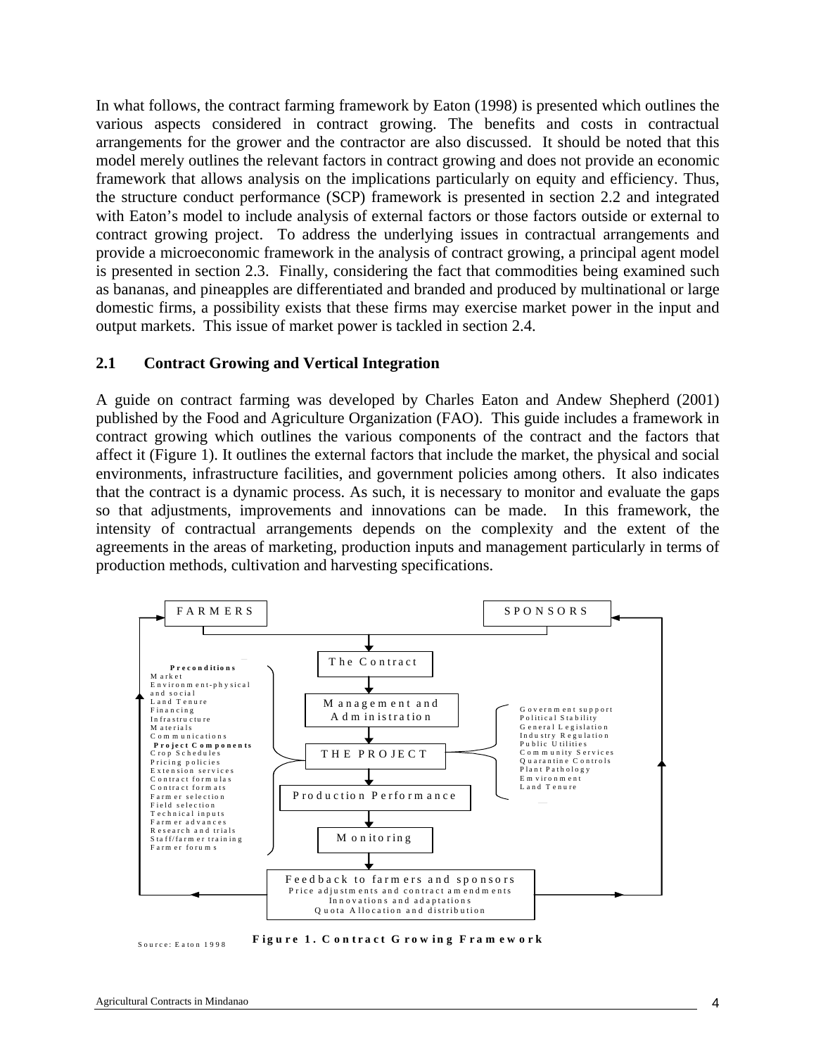In what follows, the contract farming framework by Eaton (1998) is presented which outlines the various aspects considered in contract growing. The benefits and costs in contractual arrangements for the grower and the contractor are also discussed. It should be noted that this model merely outlines the relevant factors in contract growing and does not provide an economic framework that allows analysis on the implications particularly on equity and efficiency. Thus, the structure conduct performance (SCP) framework is presented in section 2.2 and integrated with Eaton's model to include analysis of external factors or those factors outside or external to contract growing project. To address the underlying issues in contractual arrangements and provide a microeconomic framework in the analysis of contract growing, a principal agent model is presented in section 2.3. Finally, considering the fact that commodities being examined such as bananas, and pineapples are differentiated and branded and produced by multinational or large domestic firms, a possibility exists that these firms may exercise market power in the input and output markets. This issue of market power is tackled in section 2.4.

## 2.1 Contract Growing and Vertical Integration

A guide on contract farming was developed by Charles Eaton and Andew Shepherd (2001) published by the Food and Agriculture Organization (FAO). This guide includes a framework in contract growing which outlines the various components of the contract and the factors that affect it (Figure 1). It outlines the external factors that include the market, the physical and social environments, infrastructure facilities, and government policies among others. It also indicates that the contract is a dynamic process. As such, it is necessary to monitor and evaluate the gaps so that adjustments, improvements and innovations can be made. In this framework, the intensity of contractual arrangements depends on the complexity and the extent of the agreements in the areas of marketing, production inputs and management particularly in terms of production methods, cultivation and harvesting specifications.

FARMERS | SPONSORS

The Contract → Management and Administration → THE PROJECT → Production Performance → Monitoring → Feedback to farmers and sponsors (Price adjustments and contract amendments; Innovations and adaptations; Quota Allocation and distribution)

**Preconditions**
Market
Environment-physical and social
Land Tenure
Financing
Infrastructure
Materials
Communications

**Project Components**
Crop Schedules
Pricing policies
Extension services
Contract formulas
Contract formats
Farmer selection
Field selection
Technical inputs
Farmer advances
Research and trials
Staff/farmer training
Farmer forums

Government support
Political Stability
General Legislation
Industry Regulation
Public Utilities
Community Services
Quarantine Controls
Plant Pathology
Environment
Land Tenure

Source: Eaton 1998

**Figure 1. Contract Growing Framework**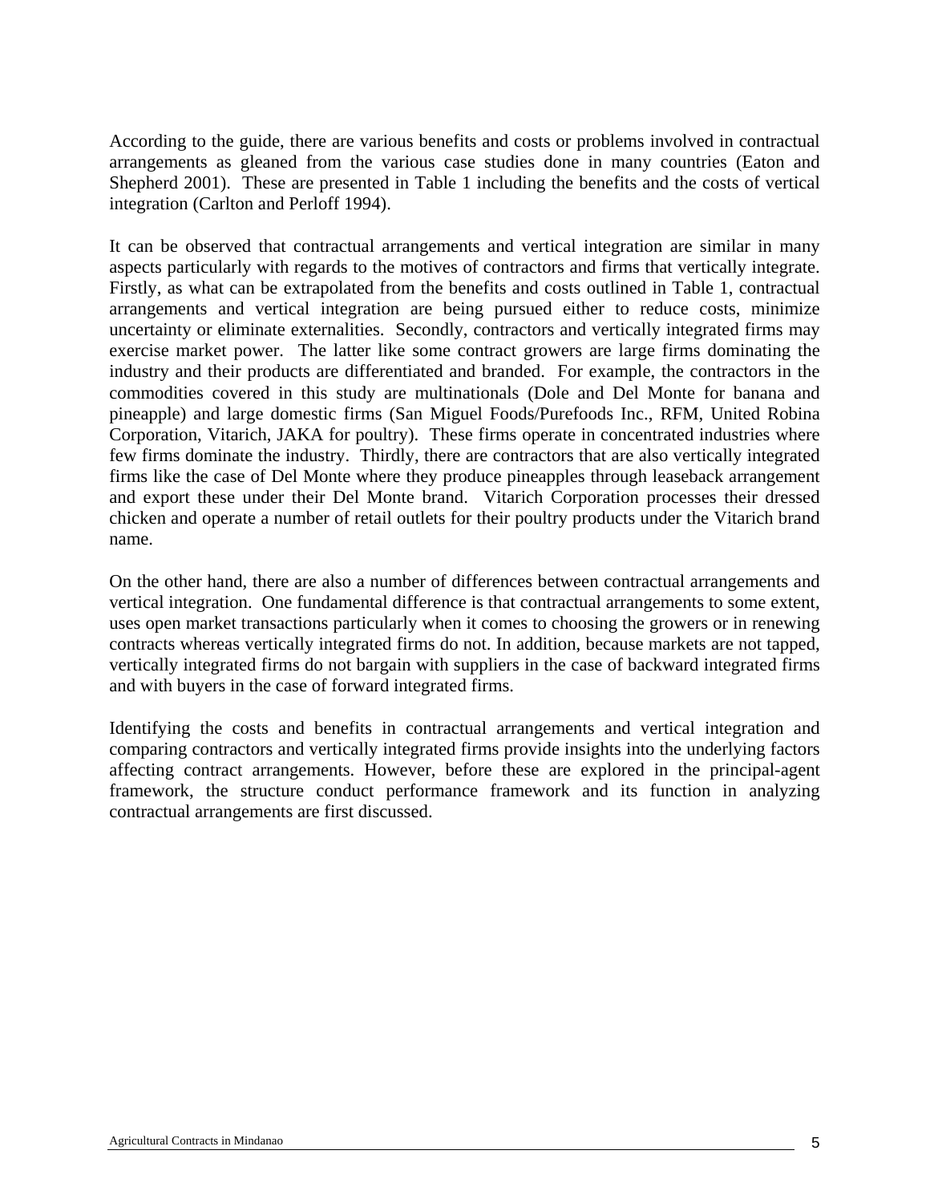According to the guide, there are various benefits and costs or problems involved in contractual arrangements as gleaned from the various case studies done in many countries (Eaton and Shepherd 2001). These are presented in Table 1 including the benefits and the costs of vertical integration (Carlton and Perloff 1994).

It can be observed that contractual arrangements and vertical integration are similar in many aspects particularly with regards to the motives of contractors and firms that vertically integrate. Firstly, as what can be extrapolated from the benefits and costs outlined in Table 1, contractual arrangements and vertical integration are being pursued either to reduce costs, minimize uncertainty or eliminate externalities. Secondly, contractors and vertically integrated firms may exercise market power. The latter like some contract growers are large firms dominating the industry and their products are differentiated and branded. For example, the contractors in the commodities covered in this study are multinationals (Dole and Del Monte for banana and pineapple) and large domestic firms (San Miguel Foods/Purefoods Inc., RFM, United Robina Corporation, Vitarich, JAKA for poultry). These firms operate in concentrated industries where few firms dominate the industry. Thirdly, there are contractors that are also vertically integrated firms like the case of Del Monte where they produce pineapples through leaseback arrangement and export these under their Del Monte brand. Vitarich Corporation processes their dressed chicken and operate a number of retail outlets for their poultry products under the Vitarich brand name.

On the other hand, there are also a number of differences between contractual arrangements and vertical integration. One fundamental difference is that contractual arrangements to some extent, uses open market transactions particularly when it comes to choosing the growers or in renewing contracts whereas vertically integrated firms do not. In addition, because markets are not tapped, vertically integrated firms do not bargain with suppliers in the case of backward integrated firms and with buyers in the case of forward integrated firms.

Identifying the costs and benefits in contractual arrangements and vertical integration and comparing contractors and vertically integrated firms provide insights into the underlying factors affecting contract arrangements. However, before these are explored in the principal-agent framework, the structure conduct performance framework and its function in analyzing contractual arrangements are first discussed.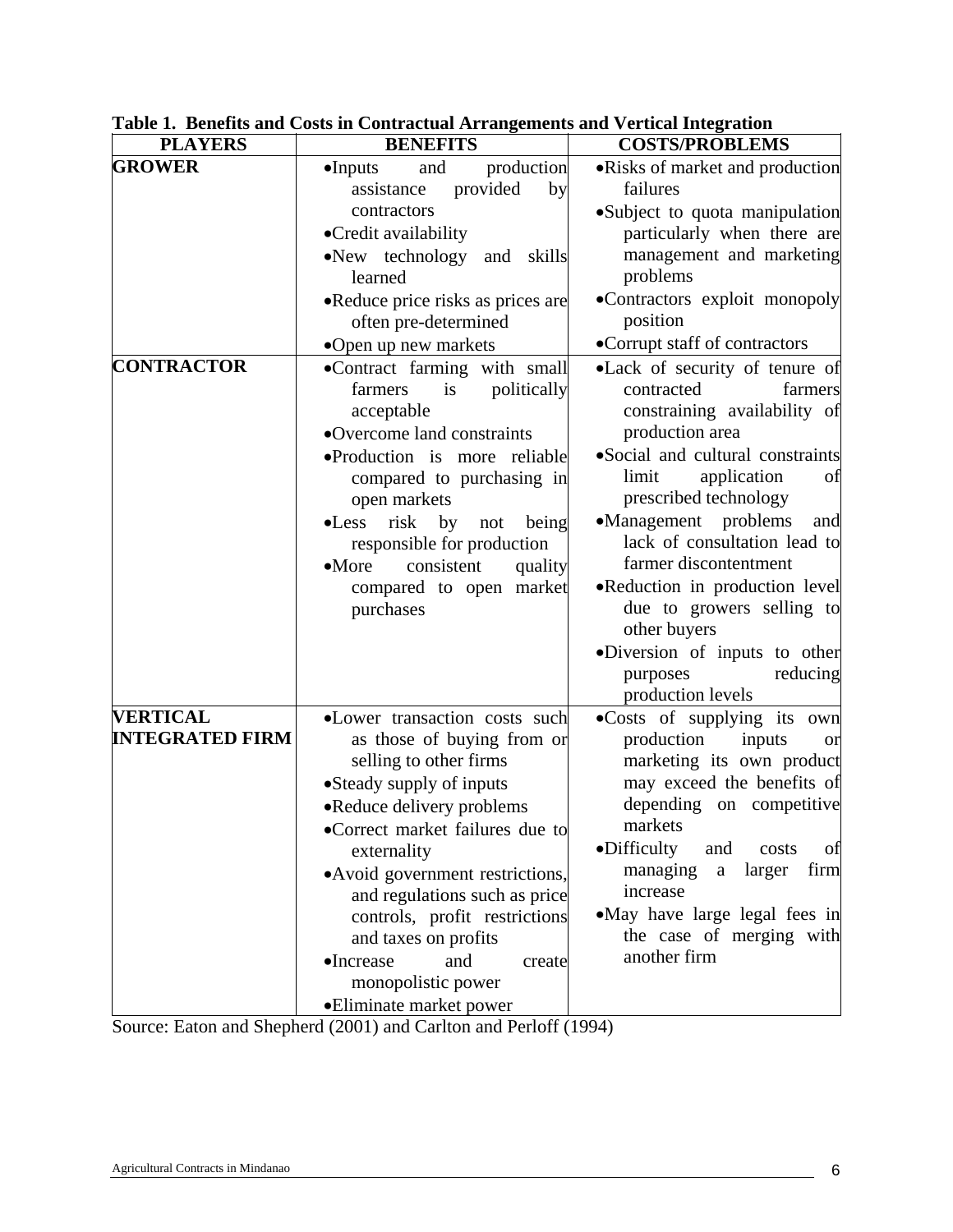**Table 1. Benefits and Costs in Contractual Arrangements and Vertical Integration**

| PLAYERS | BENEFITS | COSTS/PROBLEMS |
|---|---|---|
| **GROWER** | • Inputs and production assistance provided by contractors<br>• Credit availability<br>• New technology and skills learned<br>• Reduce price risks as prices are often pre-determined<br>• Open up new markets | • Risks of market and production failures<br>• Subject to quota manipulation particularly when there are management and marketing problems<br>• Contractors exploit monopoly position<br>• Corrupt staff of contractors |
| **CONTRACTOR** | • Contract farming with small farmers is politically acceptable<br>• Overcome land constraints<br>• Production is more reliable compared to purchasing in open markets<br>• Less risk by not being responsible for production<br>• More consistent quality compared to open market purchases | • Lack of security of tenure of contracted farmers constraining availability of production area<br>• Social and cultural constraints limit application of prescribed technology<br>• Management problems and lack of consultation lead to farmer discontentment<br>• Reduction in production level due to growers selling to other buyers<br>• Diversion of inputs to other purposes reducing production levels |
| **VERTICAL INTEGRATED FIRM** | • Lower transaction costs such as those of buying from or selling to other firms<br>• Steady supply of inputs<br>• Reduce delivery problems<br>• Correct market failures due to externality<br>• Avoid government restrictions, and regulations such as price controls, profit restrictions and taxes on profits<br>• Increase and create monopolistic power<br>• Eliminate market power | • Costs of supplying its own production inputs or marketing its own product may exceed the benefits of depending on competitive markets<br>• Difficulty and costs of managing a larger firm increase<br>• May have large legal fees in the case of merging with another firm |

Source: Eaton and Shepherd (2001) and Carlton and Perloff (1994)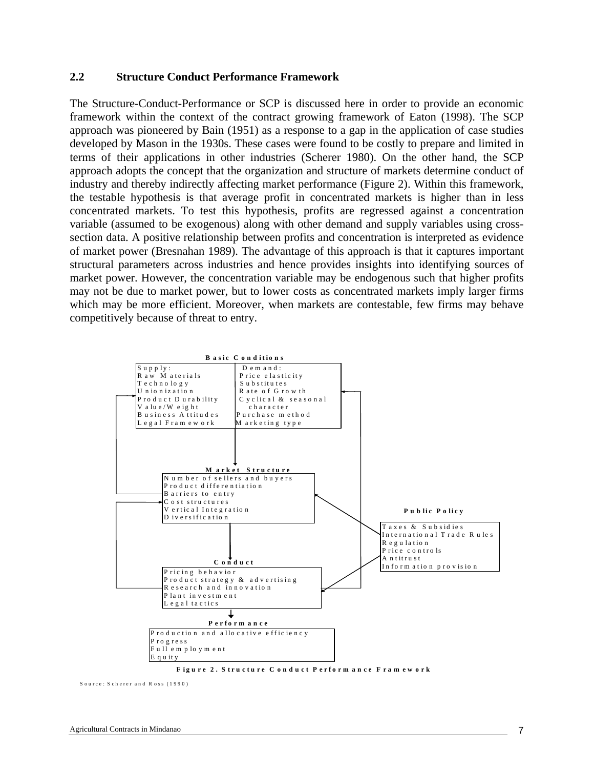## 2.2 Structure Conduct Performance Framework

The Structure-Conduct-Performance or SCP is discussed here in order to provide an economic framework within the context of the contract growing framework of Eaton (1998). The SCP approach was pioneered by Bain (1951) as a response to a gap in the application of case studies developed by Mason in the 1930s. These cases were found to be costly to prepare and limited in terms of their applications in other industries (Scherer 1980). On the other hand, the SCP approach adopts the concept that the organization and structure of markets determine conduct of industry and thereby indirectly affecting market performance (Figure 2). Within this framework, the testable hypothesis is that average profit in concentrated markets is higher than in less concentrated markets. To test this hypothesis, profits are regressed against a concentration variable (assumed to be exogenous) along with other demand and supply variables using cross-section data. A positive relationship between profits and concentration is interpreted as evidence of market power (Bresnahan 1989). The advantage of this approach is that it captures important structural parameters across industries and hence provides insights into identifying sources of market power. However, the concentration variable may be endogenous such that higher profits may not be due to market power, but to lower costs as concentrated markets imply larger firms which may be more efficient. Moreover, when markets are contestable, few firms may behave competitively because of threat to entry.

**Basic Conditions**

| Supply: | Demand: |
|---|---|
| Raw Materials | Price elasticity |
| Technology | Substitutes |
| Unionization | Rate of Growth |
| Product Durability | Cyclical & seasonal character |
| Value/Weight | Purchase method |
| Business Attitudes | Marketing type |
| Legal Framework | |

↓

**Market Structure**
- Number of sellers and buyers
- Product differentiation
- Barriers to entry
- Cost structures
- Vertical Integration
- Diversification

↓

**Conduct**
- Pricing behavior
- Product strategy & advertising
- Research and innovation
- Plant investment
- Legal tactics

↓

**Performance**
- Production and allocative efficiency
- Progress
- Full employment
- Equity

**Public Policy**
- Taxes & Subsidies
- International Trade Rules
- Regulation
- Price controls
- Antitrust
- Information provision

**Figure 2. Structure Conduct Performance Framework**

Source: Scherer and Ross (1990)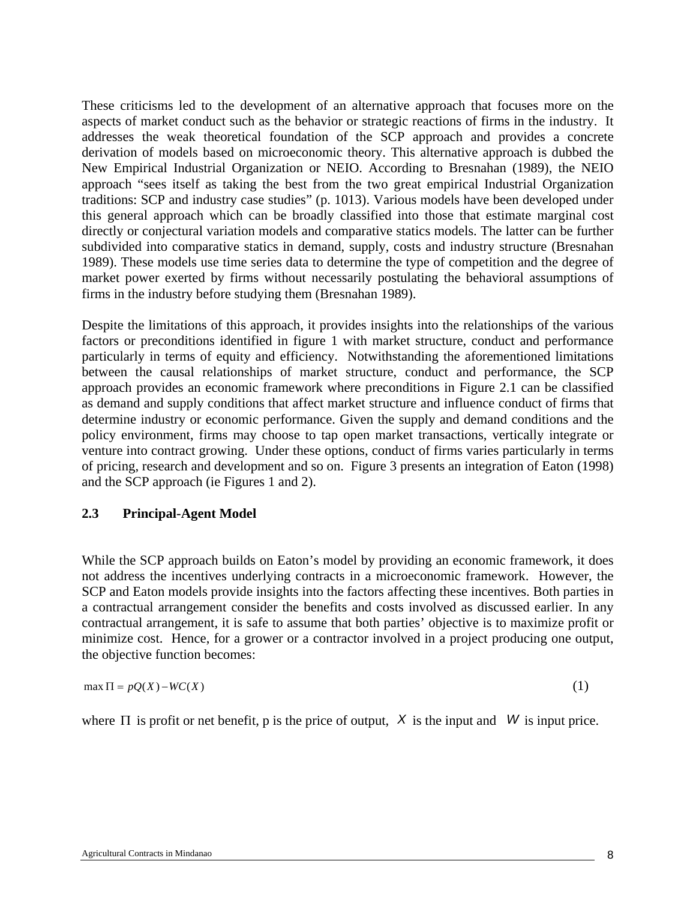These criticisms led to the development of an alternative approach that focuses more on the aspects of market conduct such as the behavior or strategic reactions of firms in the industry. It addresses the weak theoretical foundation of the SCP approach and provides a concrete derivation of models based on microeconomic theory. This alternative approach is dubbed the New Empirical Industrial Organization or NEIO. According to Bresnahan (1989), the NEIO approach "sees itself as taking the best from the two great empirical Industrial Organization traditions: SCP and industry case studies" (p. 1013). Various models have been developed under this general approach which can be broadly classified into those that estimate marginal cost directly or conjectural variation models and comparative statics models. The latter can be further subdivided into comparative statics in demand, supply, costs and industry structure (Bresnahan 1989). These models use time series data to determine the type of competition and the degree of market power exerted by firms without necessarily postulating the behavioral assumptions of firms in the industry before studying them (Bresnahan 1989).

Despite the limitations of this approach, it provides insights into the relationships of the various factors or preconditions identified in figure 1 with market structure, conduct and performance particularly in terms of equity and efficiency. Notwithstanding the aforementioned limitations between the causal relationships of market structure, conduct and performance, the SCP approach provides an economic framework where preconditions in Figure 2.1 can be classified as demand and supply conditions that affect market structure and influence conduct of firms that determine industry or economic performance. Given the supply and demand conditions and the policy environment, firms may choose to tap open market transactions, vertically integrate or venture into contract growing. Under these options, conduct of firms varies particularly in terms of pricing, research and development and so on. Figure 3 presents an integration of Eaton (1998) and the SCP approach (ie Figures 1 and 2).

## 2.3 Principal-Agent Model

While the SCP approach builds on Eaton's model by providing an economic framework, it does not address the incentives underlying contracts in a microeconomic framework. However, the SCP and Eaton models provide insights into the factors affecting these incentives. Both parties in a contractual arrangement consider the benefits and costs involved as discussed earlier. In any contractual arrangement, it is safe to assume that both parties' objective is to maximize profit or minimize cost. Hence, for a grower or a contractor involved in a project producing one output, the objective function becomes:

$$\max \Pi = pQ(X) - WC(X) \tag{1}$$

where $\Pi$ is profit or net benefit, p is the price of output, $X$ is the input and $W$ is input price.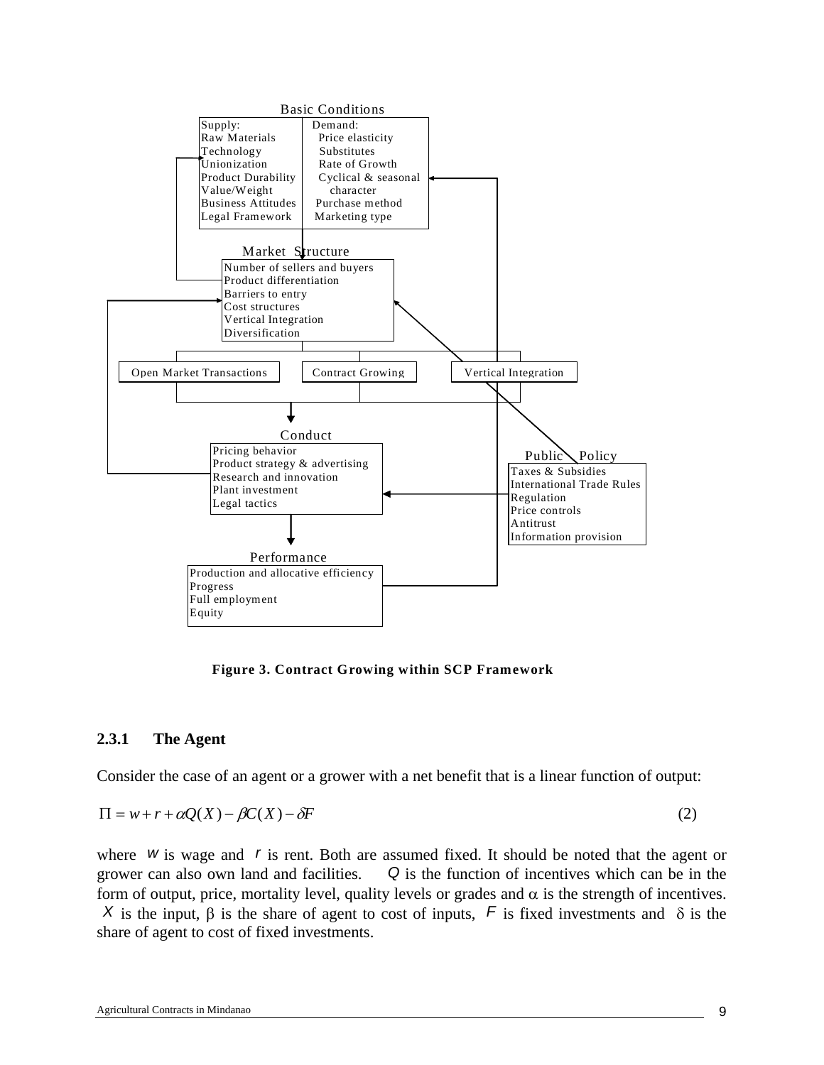Basic Conditions

| Supply: | Demand: |
| --- | --- |
| Raw Materials | Price elasticity |
| Technology | Substitutes |
| Unionization | Rate of Growth |
| Product Durability | Cyclical & seasonal character |
| Value/Weight | Purchase method |
| Business Attitudes | Marketing type |
| Legal Framework | |

Market Structure

- Number of sellers and buyers
- Product differentiation
- Barriers to entry
- Cost structures
- Vertical Integration
- Diversification

Open Market Transactions | Contract Growing | Vertical Integration

Conduct

- Pricing behavior
- Product strategy & advertising
- Research and innovation
- Plant investment
- Legal tactics

Public Policy

- Taxes & Subsidies
- International Trade Rules
- Regulation
- Price controls
- Antitrust
- Information provision

Performance

- Production and allocative efficiency
- Progress
- Full employment
- Equity

**Figure 3. Contract Growing within SCP Framework**

### 2.3.1 The Agent

Consider the case of an agent or a grower with a net benefit that is a linear function of output:

$$\Pi = w + r + \alpha Q(X) - \beta C(X) - \delta F \qquad (2)$$

where $w$ is wage and $r$ is rent. Both are assumed fixed. It should be noted that the agent or grower can also own land and facilities. $Q$ is the function of incentives which can be in the form of output, price, mortality level, quality levels or grades and $\alpha$ is the strength of incentives. $X$ is the input, $\beta$ is the share of agent to cost of inputs, $F$ is fixed investments and $\delta$ is the share of agent to cost of fixed investments.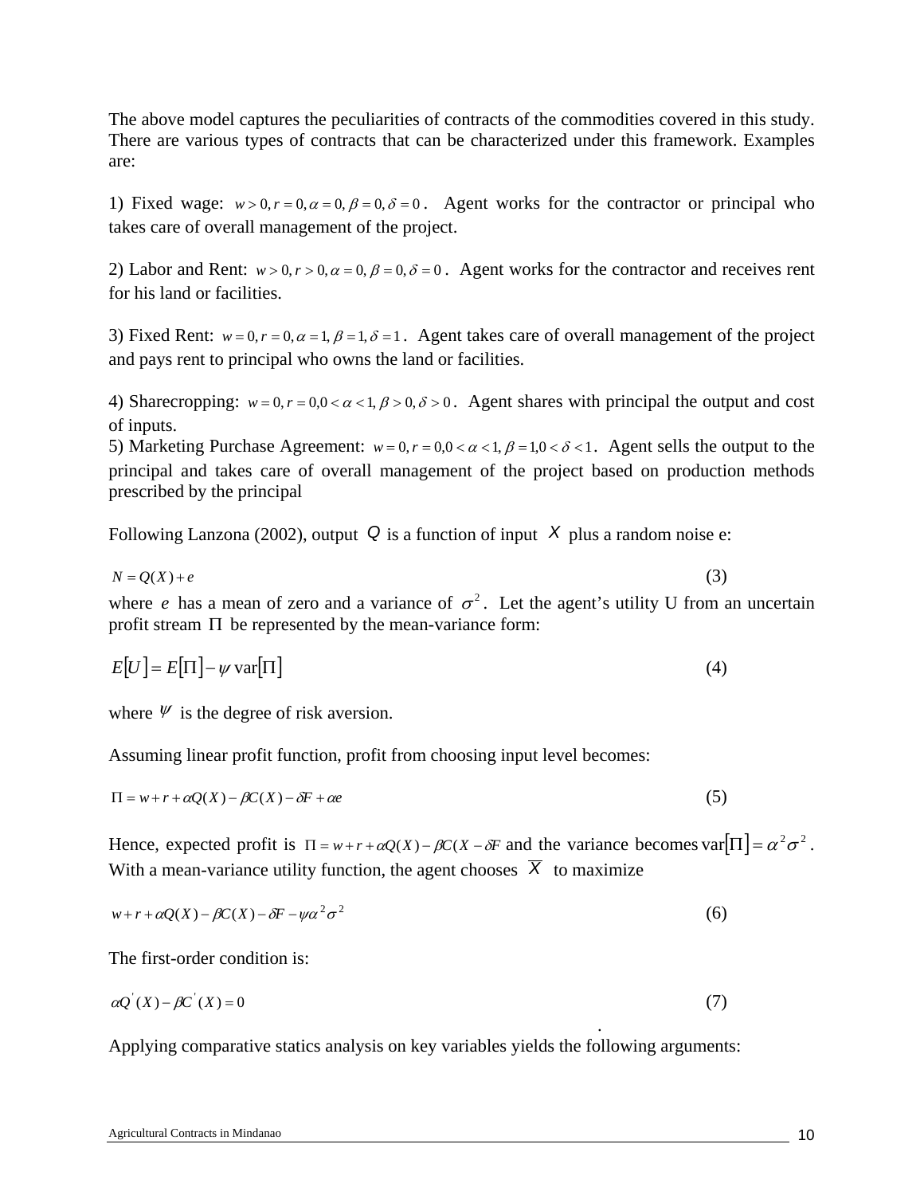The above model captures the peculiarities of contracts of the commodities covered in this study. There are various types of contracts that can be characterized under this framework. Examples are:

1) Fixed wage: $w > 0, r = 0, \alpha = 0, \beta = 0, \delta = 0$. Agent works for the contractor or principal who takes care of overall management of the project.

2) Labor and Rent: $w > 0, r > 0, \alpha = 0, \beta = 0, \delta = 0$. Agent works for the contractor and receives rent for his land or facilities.

3) Fixed Rent: $w = 0, r = 0, \alpha = 1, \beta = 1, \delta = 1$. Agent takes care of overall management of the project and pays rent to principal who owns the land or facilities.

4) Sharecropping: $w = 0, r = 0, 0 < \alpha < 1, \beta > 0, \delta > 0$. Agent shares with principal the output and cost of inputs.

5) Marketing Purchase Agreement: $w = 0, r = 0, 0 < \alpha < 1, \beta = 1, 0 < \delta < 1$. Agent sells the output to the principal and takes care of overall management of the project based on production methods prescribed by the principal

Following Lanzona (2002), output $Q$ is a function of input $X$ plus a random noise e:

$$N = Q(X) + e \tag{3}$$

where $e$ has a mean of zero and a variance of $\sigma^2$. Let the agent's utility U from an uncertain profit stream $\Pi$ be represented by the mean-variance form:

$$E[U] = E[\Pi] - \psi \, \text{var}[\Pi] \tag{4}$$

where $\psi$ is the degree of risk aversion.

Assuming linear profit function, profit from choosing input level becomes:

$$\Pi = w + r + \alpha Q(X) - \beta C(X) - \delta F + \alpha e \tag{5}$$

Hence, expected profit is $\Pi = w + r + \alpha Q(X) - \beta C(X - \delta F$ and the variance becomes $\text{var}[\Pi] = \alpha^2 \sigma^2$. With a mean-variance utility function, the agent chooses $\overline{X}$ to maximize

$$w + r + \alpha Q(X) - \beta C(X) - \delta F - \psi \alpha^2 \sigma^2 \tag{6}$$

The first-order condition is:

$$\alpha Q^{'}(X) - \beta C^{'}(X) = 0 \tag{7}$$

Applying comparative statics analysis on key variables yields the following arguments: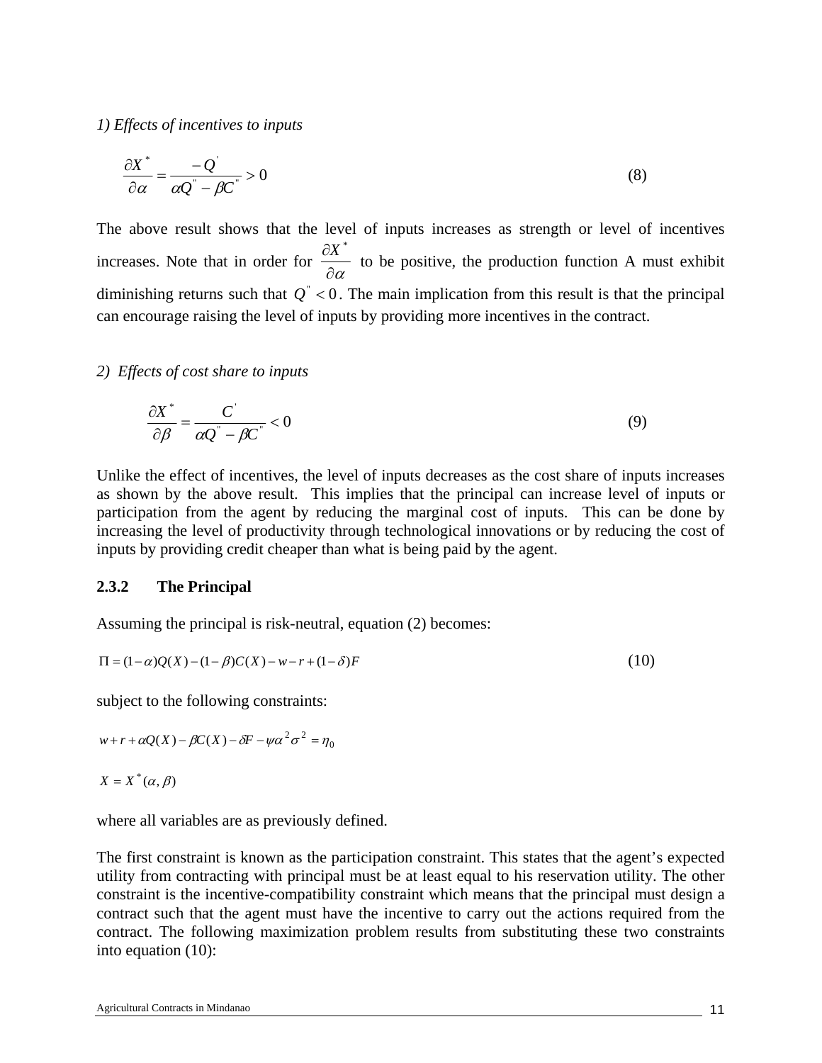*1) Effects of incentives to inputs*

$$\frac{\partial X^*}{\partial \alpha} = \frac{-Q^{'}}{\alpha Q^{''} - \beta C^{''}} > 0 \tag{8}$$

The above result shows that the level of inputs increases as strength or level of incentives increases. Note that in order for $\frac{\partial X^*}{\partial \alpha}$ to be positive, the production function A must exhibit diminishing returns such that $Q^{''} < 0$. The main implication from this result is that the principal can encourage raising the level of inputs by providing more incentives in the contract.

*2) Effects of cost share to inputs*

$$\frac{\partial X^*}{\partial \beta} = \frac{C^{'}}{\alpha Q^{''} - \beta C^{''}} < 0 \tag{9}$$

Unlike the effect of incentives, the level of inputs decreases as the cost share of inputs increases as shown by the above result. This implies that the principal can increase level of inputs or participation from the agent by reducing the marginal cost of inputs. This can be done by increasing the level of productivity through technological innovations or by reducing the cost of inputs by providing credit cheaper than what is being paid by the agent.

### 2.3.2 The Principal

Assuming the principal is risk-neutral, equation (2) becomes:

$$\Pi = (1-\alpha)Q(X) - (1-\beta)C(X) - w - r + (1-\delta)F \tag{10}$$

subject to the following constraints:

$$w + r + \alpha Q(X) - \beta C(X) - \delta F - \psi \alpha^2 \sigma^2 = \eta_0$$

$$X = X^*(\alpha, \beta)$$

where all variables are as previously defined.

The first constraint is known as the participation constraint. This states that the agent's expected utility from contracting with principal must be at least equal to his reservation utility. The other constraint is the incentive-compatibility constraint which means that the principal must design a contract such that the agent must have the incentive to carry out the actions required from the contract. The following maximization problem results from substituting these two constraints into equation (10):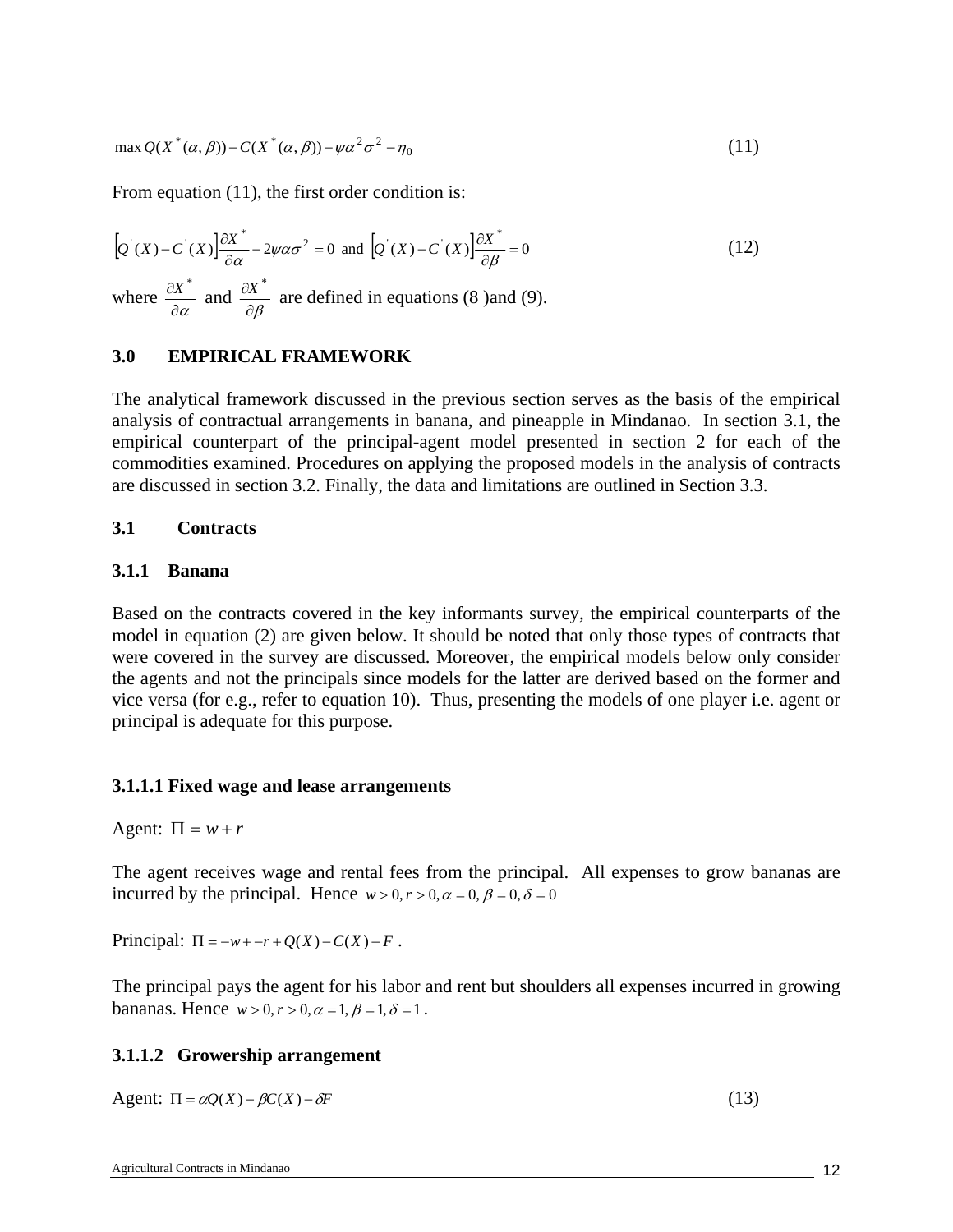$$\max Q(X^*(\alpha,\beta)) - C(X^*(\alpha,\beta)) - \psi\alpha^2\sigma^2 - \eta_0 \tag{11}$$

From equation (11), the first order condition is:

$$\left[Q'(X) - C'(X)\right]\frac{\partial X^*}{\partial \alpha} - 2\psi\alpha\sigma^2 = 0 \text{ and } \left[Q'(X) - C'(X)\right]\frac{\partial X^*}{\partial \beta} = 0 \tag{12}$$

where $\frac{\partial X^*}{\partial \alpha}$ and $\frac{\partial X^*}{\partial \beta}$ are defined in equations (8 )and (9).

## 3.0 EMPIRICAL FRAMEWORK

The analytical framework discussed in the previous section serves as the basis of the empirical analysis of contractual arrangements in banana, and pineapple in Mindanao. In section 3.1, the empirical counterpart of the principal-agent model presented in section 2 for each of the commodities examined. Procedures on applying the proposed models in the analysis of contracts are discussed in section 3.2. Finally, the data and limitations are outlined in Section 3.3.

### 3.1 Contracts

#### 3.1.1 Banana

Based on the contracts covered in the key informants survey, the empirical counterparts of the model in equation (2) are given below. It should be noted that only those types of contracts that were covered in the survey are discussed. Moreover, the empirical models below only consider the agents and not the principals since models for the latter are derived based on the former and vice versa (for e.g., refer to equation 10). Thus, presenting the models of one player i.e. agent or principal is adequate for this purpose.

##### 3.1.1.1 Fixed wage and lease arrangements

Agent: $\Pi = w + r$

The agent receives wage and rental fees from the principal. All expenses to grow bananas are incurred by the principal. Hence $w > 0, r > 0, \alpha = 0, \beta = 0, \delta = 0$

Principal: $\Pi = -w + -r + Q(X) - C(X) - F$ .

The principal pays the agent for his labor and rent but shoulders all expenses incurred in growing bananas. Hence $w > 0, r > 0, \alpha = 1, \beta = 1, \delta = 1$ .

##### 3.1.1.2 Growership arrangement

Agent: $\Pi = \alpha Q(X) - \beta C(X) - \delta F$ (13)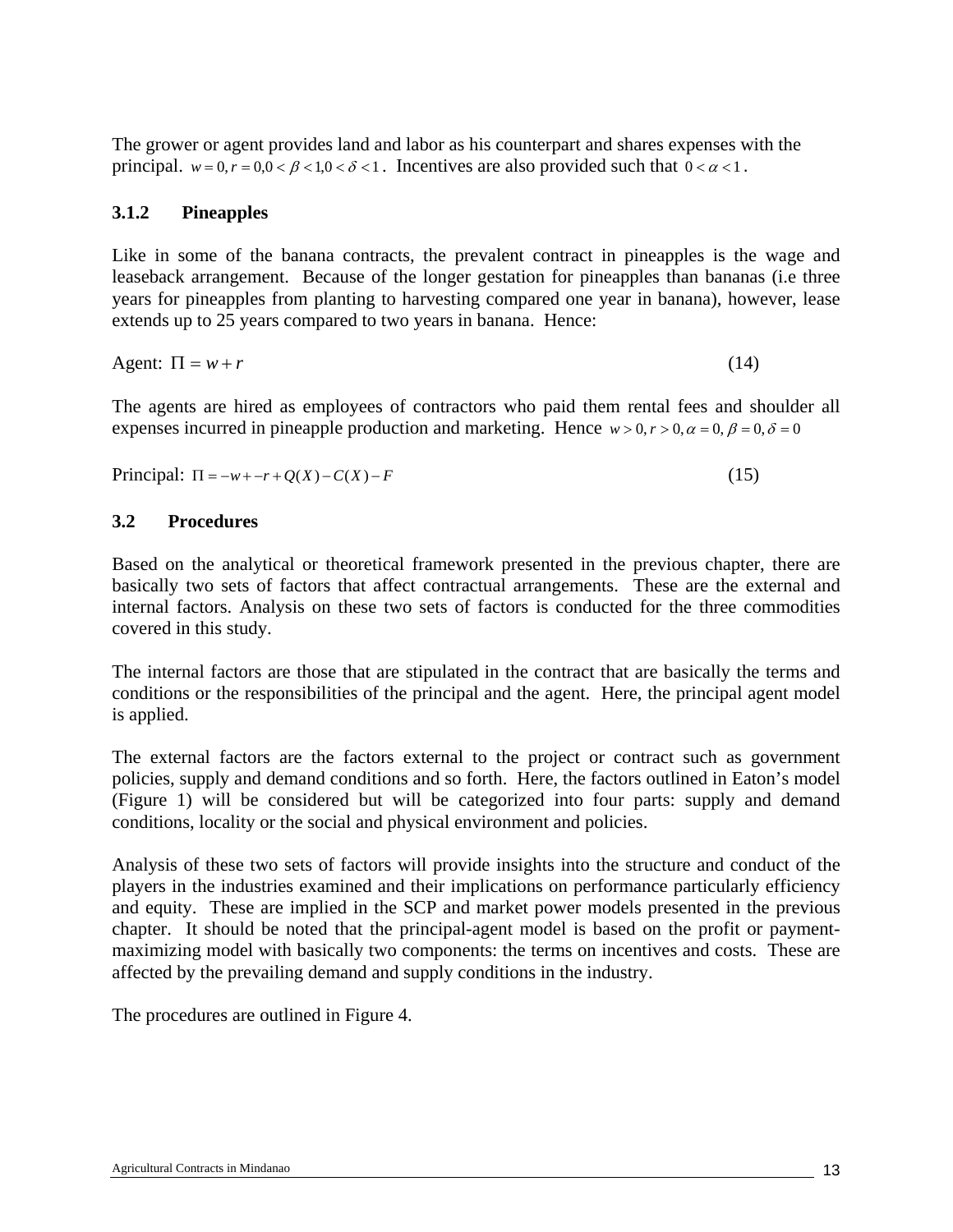The grower or agent provides land and labor as his counterpart and shares expenses with the principal. $w = 0, r = 0, 0 < \beta < 1, 0 < \delta < 1$. Incentives are also provided such that $0 < \alpha < 1$.

### 3.1.2 Pineapples

Like in some of the banana contracts, the prevalent contract in pineapples is the wage and leaseback arrangement. Because of the longer gestation for pineapples than bananas (i.e three years for pineapples from planting to harvesting compared one year in banana), however, lease extends up to 25 years compared to two years in banana. Hence:

$$\text{Agent: } \Pi = w + r \tag{14}$$

The agents are hired as employees of contractors who paid them rental fees and shoulder all expenses incurred in pineapple production and marketing. Hence $w > 0, r > 0, \alpha = 0, \beta = 0, \delta = 0$

$$\text{Principal: } \Pi = -w + -r + Q(X) - C(X) - F \tag{15}$$

## 3.2 Procedures

Based on the analytical or theoretical framework presented in the previous chapter, there are basically two sets of factors that affect contractual arrangements. These are the external and internal factors. Analysis on these two sets of factors is conducted for the three commodities covered in this study.

The internal factors are those that are stipulated in the contract that are basically the terms and conditions or the responsibilities of the principal and the agent. Here, the principal agent model is applied.

The external factors are the factors external to the project or contract such as government policies, supply and demand conditions and so forth. Here, the factors outlined in Eaton's model (Figure 1) will be considered but will be categorized into four parts: supply and demand conditions, locality or the social and physical environment and policies.

Analysis of these two sets of factors will provide insights into the structure and conduct of the players in the industries examined and their implications on performance particularly efficiency and equity. These are implied in the SCP and market power models presented in the previous chapter. It should be noted that the principal-agent model is based on the profit or payment-maximizing model with basically two components: the terms on incentives and costs. These are affected by the prevailing demand and supply conditions in the industry.

The procedures are outlined in Figure 4.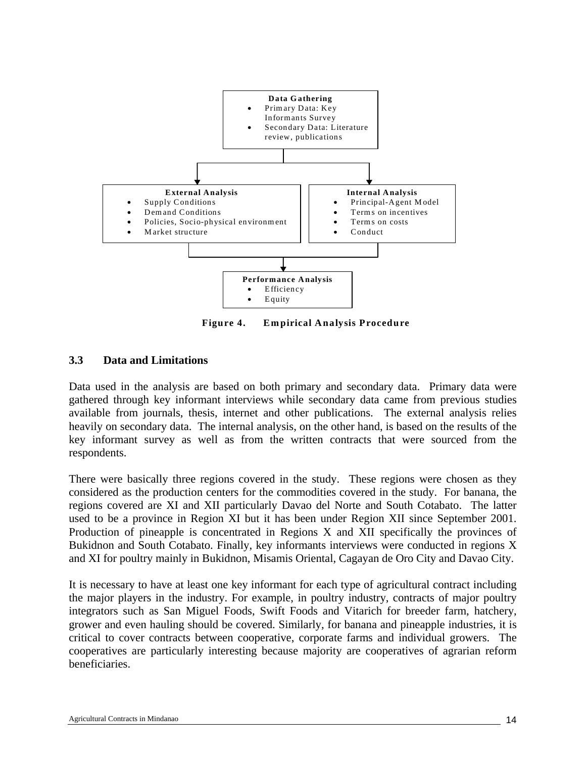**Data Gathering**

- Primary Data: Key Informants Survey
- Secondary Data: Literature review, publications

**External Analysis**

- Supply Conditions
- Demand Conditions
- Policies, Socio-physical environment
- Market structure

**Internal Analysis**

- Principal-Agent Model
- Terms on incentives
- Terms on costs
- Conduct

**Performance Analysis**

- Efficiency
- Equity

**Figure 4. Empirical Analysis Procedure**

### 3.3 Data and Limitations

Data used in the analysis are based on both primary and secondary data. Primary data were gathered through key informant interviews while secondary data came from previous studies available from journals, thesis, internet and other publications. The external analysis relies heavily on secondary data. The internal analysis, on the other hand, is based on the results of the key informant survey as well as from the written contracts that were sourced from the respondents.

There were basically three regions covered in the study. These regions were chosen as they considered as the production centers for the commodities covered in the study. For banana, the regions covered are XI and XII particularly Davao del Norte and South Cotabato. The latter used to be a province in Region XI but it has been under Region XII since September 2001. Production of pineapple is concentrated in Regions X and XII specifically the provinces of Bukidnon and South Cotabato. Finally, key informants interviews were conducted in regions X and XI for poultry mainly in Bukidnon, Misamis Oriental, Cagayan de Oro City and Davao City.

It is necessary to have at least one key informant for each type of agricultural contract including the major players in the industry. For example, in poultry industry, contracts of major poultry integrators such as San Miguel Foods, Swift Foods and Vitarich for breeder farm, hatchery, grower and even hauling should be covered. Similarly, for banana and pineapple industries, it is critical to cover contracts between cooperative, corporate farms and individual growers. The cooperatives are particularly interesting because majority are cooperatives of agrarian reform beneficiaries.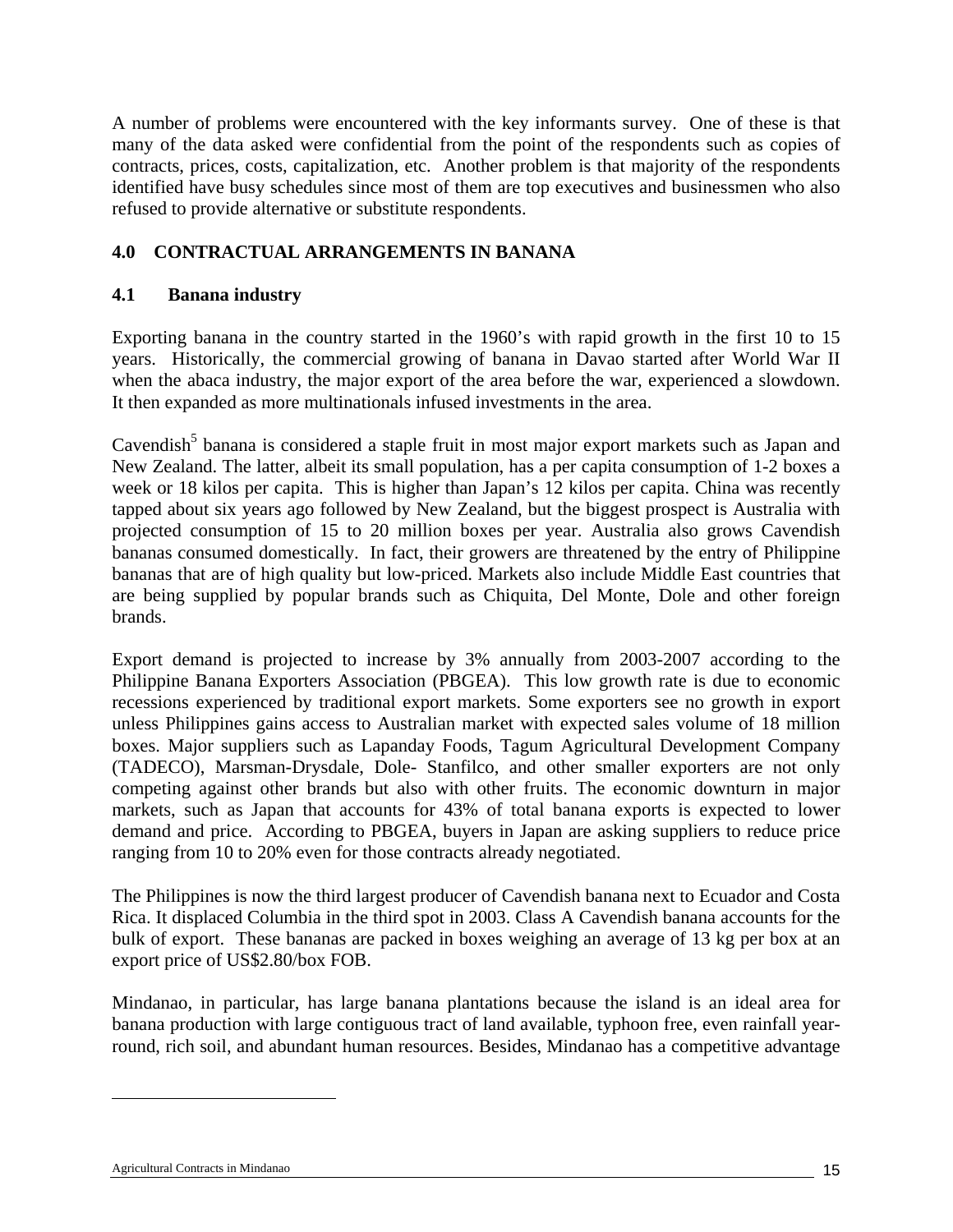A number of problems were encountered with the key informants survey. One of these is that many of the data asked were confidential from the point of the respondents such as copies of contracts, prices, costs, capitalization, etc. Another problem is that majority of the respondents identified have busy schedules since most of them are top executives and businessmen who also refused to provide alternative or substitute respondents.

## 4.0 CONTRACTUAL ARRANGEMENTS IN BANANA

### 4.1 Banana industry

Exporting banana in the country started in the 1960's with rapid growth in the first 10 to 15 years. Historically, the commercial growing of banana in Davao started after World War II when the abaca industry, the major export of the area before the war, experienced a slowdown. It then expanded as more multinationals infused investments in the area.

Cavendish[5] banana is considered a staple fruit in most major export markets such as Japan and New Zealand. The latter, albeit its small population, has a per capita consumption of 1-2 boxes a week or 18 kilos per capita. This is higher than Japan's 12 kilos per capita. China was recently tapped about six years ago followed by New Zealand, but the biggest prospect is Australia with projected consumption of 15 to 20 million boxes per year. Australia also grows Cavendish bananas consumed domestically. In fact, their growers are threatened by the entry of Philippine bananas that are of high quality but low-priced. Markets also include Middle East countries that are being supplied by popular brands such as Chiquita, Del Monte, Dole and other foreign brands.

Export demand is projected to increase by 3% annually from 2003-2007 according to the Philippine Banana Exporters Association (PBGEA). This low growth rate is due to economic recessions experienced by traditional export markets. Some exporters see no growth in export unless Philippines gains access to Australian market with expected sales volume of 18 million boxes. Major suppliers such as Lapanday Foods, Tagum Agricultural Development Company (TADECO), Marsman-Drysdale, Dole- Stanfilco, and other smaller exporters are not only competing against other brands but also with other fruits. The economic downturn in major markets, such as Japan that accounts for 43% of total banana exports is expected to lower demand and price. According to PBGEA, buyers in Japan are asking suppliers to reduce price ranging from 10 to 20% even for those contracts already negotiated.

The Philippines is now the third largest producer of Cavendish banana next to Ecuador and Costa Rica. It displaced Columbia in the third spot in 2003. Class A Cavendish banana accounts for the bulk of export. These bananas are packed in boxes weighing an average of 13 kg per box at an export price of US$2.80/box FOB.

Mindanao, in particular, has large banana plantations because the island is an ideal area for banana production with large contiguous tract of land available, typhoon free, even rainfall year-round, rich soil, and abundant human resources. Besides, Mindanao has a competitive advantage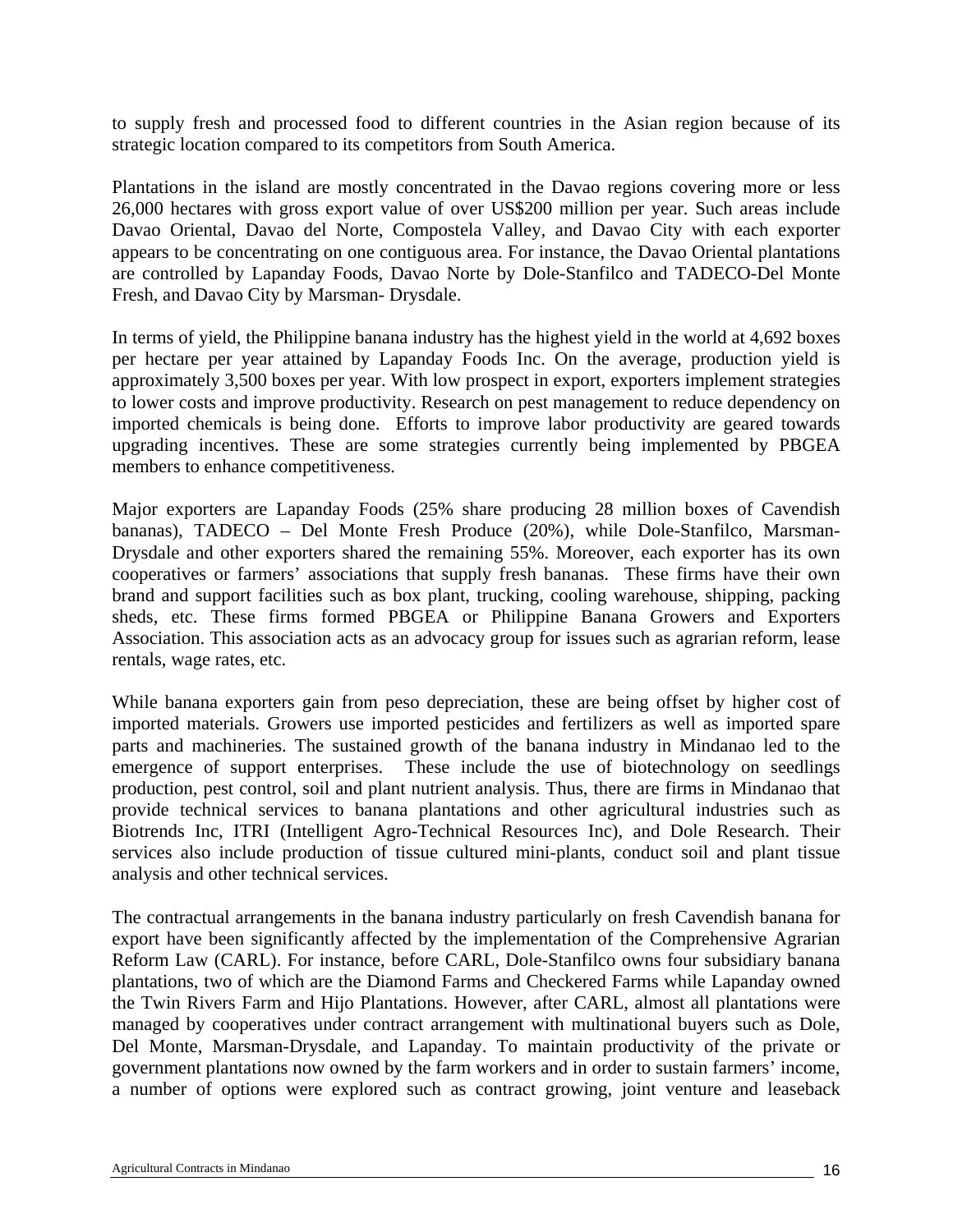to supply fresh and processed food to different countries in the Asian region because of its strategic location compared to its competitors from South America.

Plantations in the island are mostly concentrated in the Davao regions covering more or less 26,000 hectares with gross export value of over US$200 million per year. Such areas include Davao Oriental, Davao del Norte, Compostela Valley, and Davao City with each exporter appears to be concentrating on one contiguous area. For instance, the Davao Oriental plantations are controlled by Lapanday Foods, Davao Norte by Dole-Stanfilco and TADECO-Del Monte Fresh, and Davao City by Marsman- Drysdale.

In terms of yield, the Philippine banana industry has the highest yield in the world at 4,692 boxes per hectare per year attained by Lapanday Foods Inc. On the average, production yield is approximately 3,500 boxes per year. With low prospect in export, exporters implement strategies to lower costs and improve productivity. Research on pest management to reduce dependency on imported chemicals is being done. Efforts to improve labor productivity are geared towards upgrading incentives. These are some strategies currently being implemented by PBGEA members to enhance competitiveness.

Major exporters are Lapanday Foods (25% share producing 28 million boxes of Cavendish bananas), TADECO – Del Monte Fresh Produce (20%), while Dole-Stanfilco, Marsman-Drysdale and other exporters shared the remaining 55%. Moreover, each exporter has its own cooperatives or farmers' associations that supply fresh bananas. These firms have their own brand and support facilities such as box plant, trucking, cooling warehouse, shipping, packing sheds, etc. These firms formed PBGEA or Philippine Banana Growers and Exporters Association. This association acts as an advocacy group for issues such as agrarian reform, lease rentals, wage rates, etc.

While banana exporters gain from peso depreciation, these are being offset by higher cost of imported materials. Growers use imported pesticides and fertilizers as well as imported spare parts and machineries. The sustained growth of the banana industry in Mindanao led to the emergence of support enterprises. These include the use of biotechnology on seedlings production, pest control, soil and plant nutrient analysis. Thus, there are firms in Mindanao that provide technical services to banana plantations and other agricultural industries such as Biotrends Inc, ITRI (Intelligent Agro-Technical Resources Inc), and Dole Research. Their services also include production of tissue cultured mini-plants, conduct soil and plant tissue analysis and other technical services.

The contractual arrangements in the banana industry particularly on fresh Cavendish banana for export have been significantly affected by the implementation of the Comprehensive Agrarian Reform Law (CARL). For instance, before CARL, Dole-Stanfilco owns four subsidiary banana plantations, two of which are the Diamond Farms and Checkered Farms while Lapanday owned the Twin Rivers Farm and Hijo Plantations. However, after CARL, almost all plantations were managed by cooperatives under contract arrangement with multinational buyers such as Dole, Del Monte, Marsman-Drysdale, and Lapanday. To maintain productivity of the private or government plantations now owned by the farm workers and in order to sustain farmers' income, a number of options were explored such as contract growing, joint venture and leaseback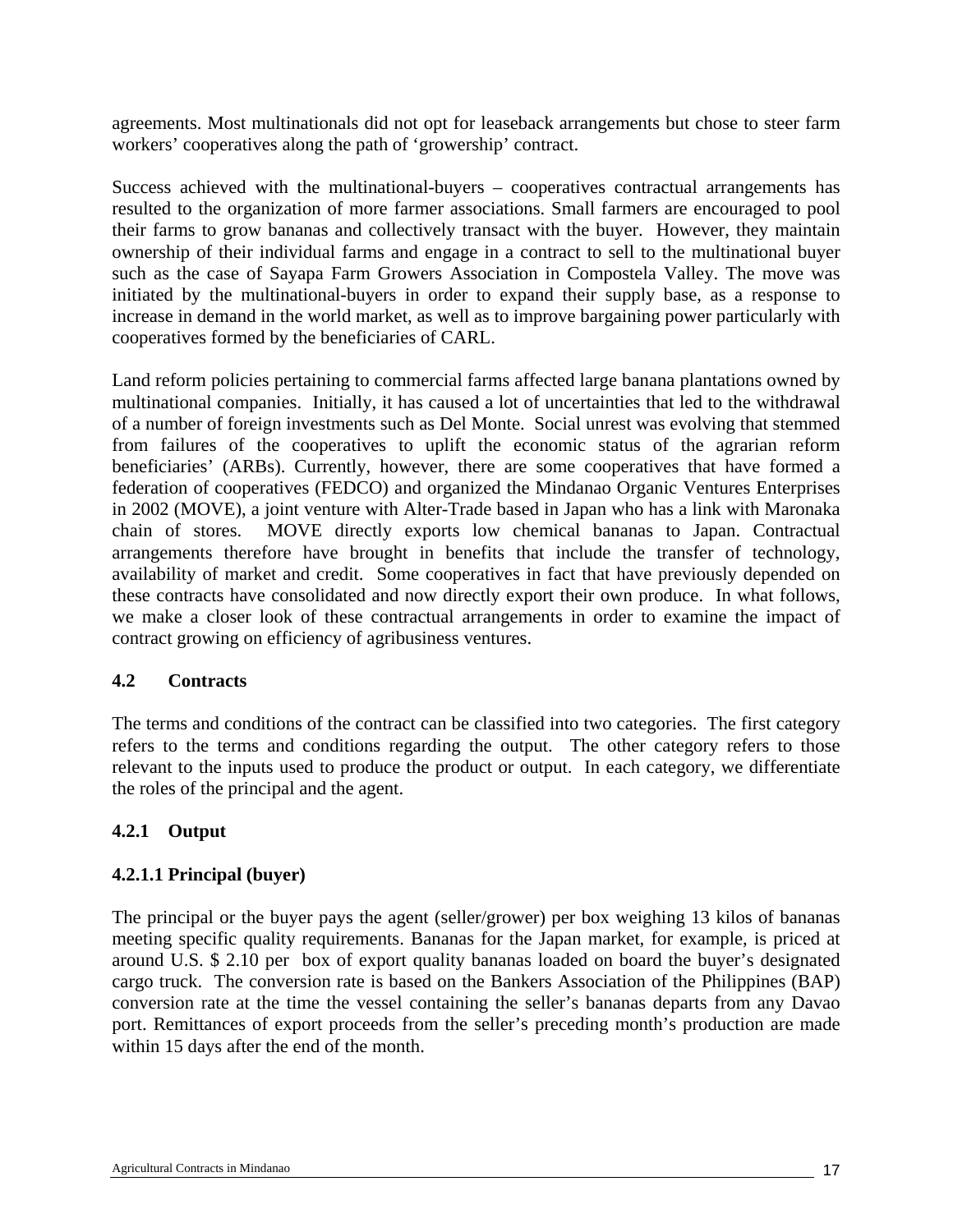agreements. Most multinationals did not opt for leaseback arrangements but chose to steer farm workers' cooperatives along the path of 'growership' contract.

Success achieved with the multinational-buyers – cooperatives contractual arrangements has resulted to the organization of more farmer associations. Small farmers are encouraged to pool their farms to grow bananas and collectively transact with the buyer. However, they maintain ownership of their individual farms and engage in a contract to sell to the multinational buyer such as the case of Sayapa Farm Growers Association in Compostela Valley. The move was initiated by the multinational-buyers in order to expand their supply base, as a response to increase in demand in the world market, as well as to improve bargaining power particularly with cooperatives formed by the beneficiaries of CARL.

Land reform policies pertaining to commercial farms affected large banana plantations owned by multinational companies. Initially, it has caused a lot of uncertainties that led to the withdrawal of a number of foreign investments such as Del Monte. Social unrest was evolving that stemmed from failures of the cooperatives to uplift the economic status of the agrarian reform beneficiaries' (ARBs). Currently, however, there are some cooperatives that have formed a federation of cooperatives (FEDCO) and organized the Mindanao Organic Ventures Enterprises in 2002 (MOVE), a joint venture with Alter-Trade based in Japan who has a link with Maronaka chain of stores. MOVE directly exports low chemical bananas to Japan. Contractual arrangements therefore have brought in benefits that include the transfer of technology, availability of market and credit. Some cooperatives in fact that have previously depended on these contracts have consolidated and now directly export their own produce. In what follows, we make a closer look of these contractual arrangements in order to examine the impact of contract growing on efficiency of agribusiness ventures.

### 4.2 Contracts

The terms and conditions of the contract can be classified into two categories. The first category refers to the terms and conditions regarding the output. The other category refers to those relevant to the inputs used to produce the product or output. In each category, we differentiate the roles of the principal and the agent.

#### 4.2.1 Output

##### 4.2.1.1 Principal (buyer)

The principal or the buyer pays the agent (seller/grower) per box weighing 13 kilos of bananas meeting specific quality requirements. Bananas for the Japan market, for example, is priced at around U.S. $ 2.10 per box of export quality bananas loaded on board the buyer's designated cargo truck. The conversion rate is based on the Bankers Association of the Philippines (BAP) conversion rate at the time the vessel containing the seller's bananas departs from any Davao port. Remittances of export proceeds from the seller's preceding month's production are made within 15 days after the end of the month.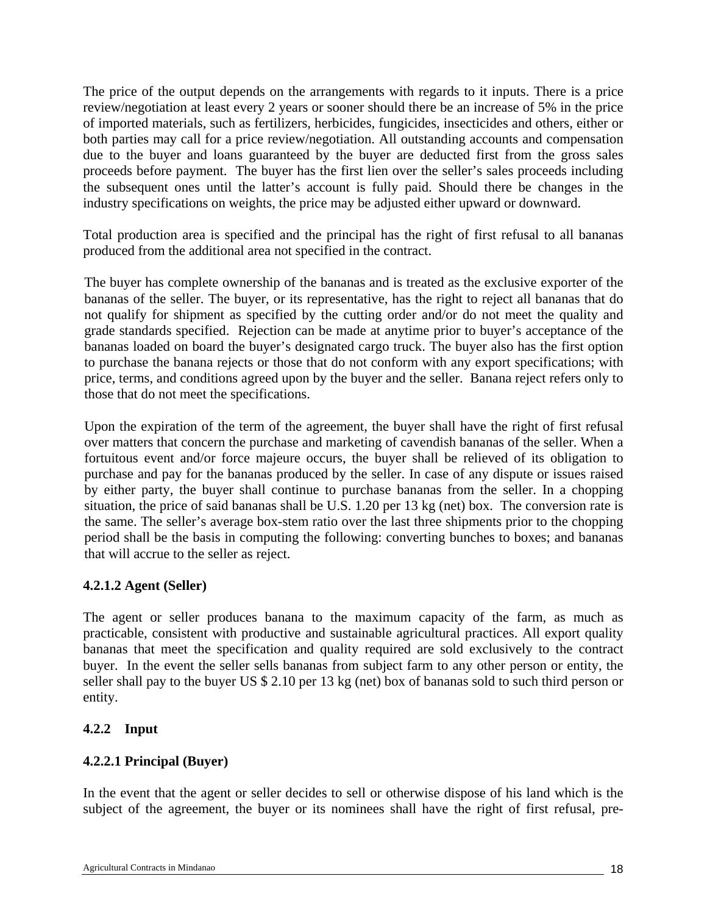The price of the output depends on the arrangements with regards to it inputs. There is a price review/negotiation at least every 2 years or sooner should there be an increase of 5% in the price of imported materials, such as fertilizers, herbicides, fungicides, insecticides and others, either or both parties may call for a price review/negotiation. All outstanding accounts and compensation due to the buyer and loans guaranteed by the buyer are deducted first from the gross sales proceeds before payment. The buyer has the first lien over the seller's sales proceeds including the subsequent ones until the latter's account is fully paid. Should there be changes in the industry specifications on weights, the price may be adjusted either upward or downward.

Total production area is specified and the principal has the right of first refusal to all bananas produced from the additional area not specified in the contract.

The buyer has complete ownership of the bananas and is treated as the exclusive exporter of the bananas of the seller. The buyer, or its representative, has the right to reject all bananas that do not qualify for shipment as specified by the cutting order and/or do not meet the quality and grade standards specified. Rejection can be made at anytime prior to buyer's acceptance of the bananas loaded on board the buyer's designated cargo truck. The buyer also has the first option to purchase the banana rejects or those that do not conform with any export specifications; with price, terms, and conditions agreed upon by the buyer and the seller. Banana reject refers only to those that do not meet the specifications.

Upon the expiration of the term of the agreement, the buyer shall have the right of first refusal over matters that concern the purchase and marketing of cavendish bananas of the seller. When a fortuitous event and/or force majeure occurs, the buyer shall be relieved of its obligation to purchase and pay for the bananas produced by the seller. In case of any dispute or issues raised by either party, the buyer shall continue to purchase bananas from the seller. In a chopping situation, the price of said bananas shall be U.S. 1.20 per 13 kg (net) box. The conversion rate is the same. The seller's average box-stem ratio over the last three shipments prior to the chopping period shall be the basis in computing the following: converting bunches to boxes; and bananas that will accrue to the seller as reject.

#### 4.2.1.2 Agent (Seller)

The agent or seller produces banana to the maximum capacity of the farm, as much as practicable, consistent with productive and sustainable agricultural practices. All export quality bananas that meet the specification and quality required are sold exclusively to the contract buyer. In the event the seller sells bananas from subject farm to any other person or entity, the seller shall pay to the buyer US $ 2.10 per 13 kg (net) box of bananas sold to such third person or entity.

### 4.2.2 Input

#### 4.2.2.1 Principal (Buyer)

In the event that the agent or seller decides to sell or otherwise dispose of his land which is the subject of the agreement, the buyer or its nominees shall have the right of first refusal, pre-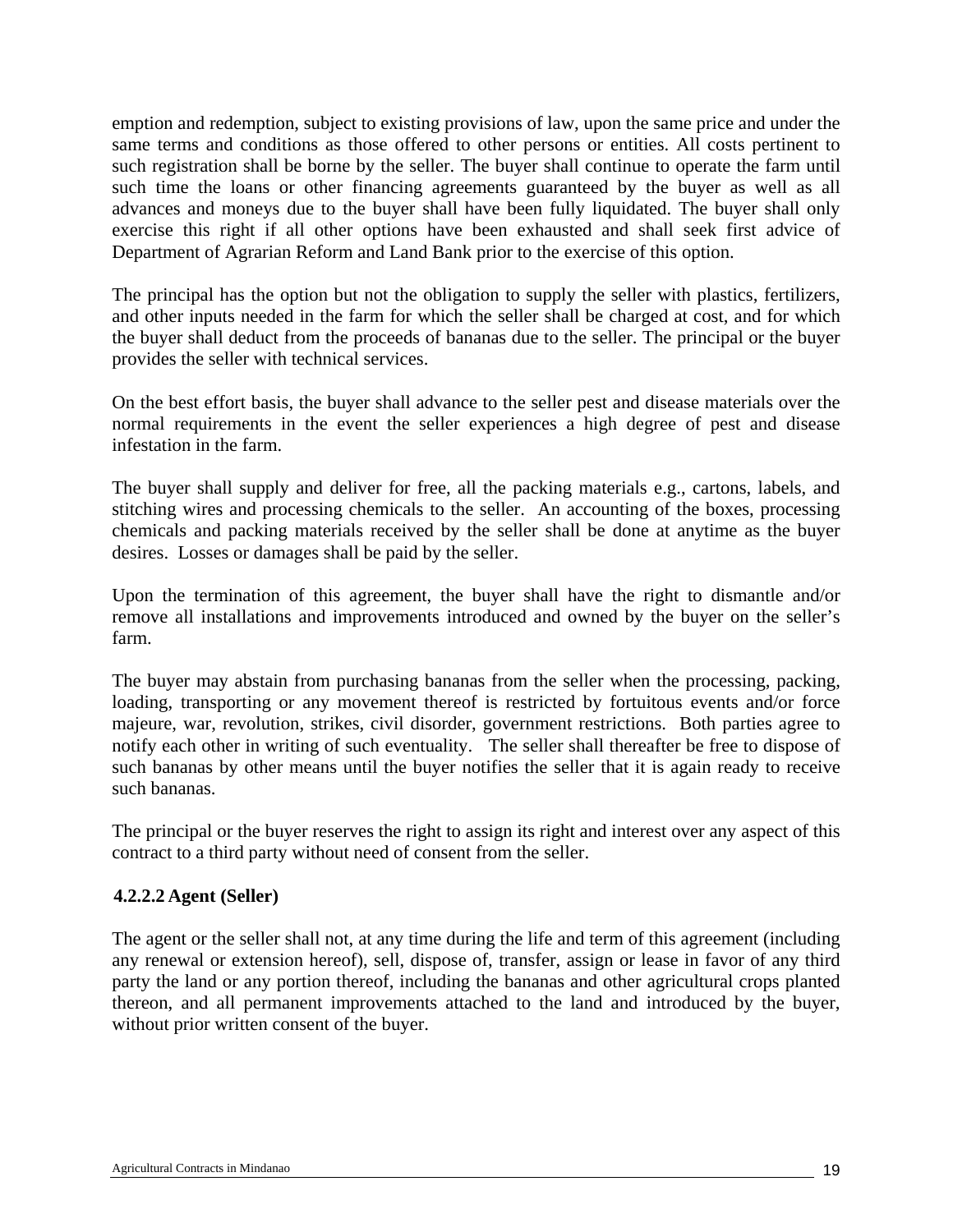emption and redemption, subject to existing provisions of law, upon the same price and under the same terms and conditions as those offered to other persons or entities. All costs pertinent to such registration shall be borne by the seller. The buyer shall continue to operate the farm until such time the loans or other financing agreements guaranteed by the buyer as well as all advances and moneys due to the buyer shall have been fully liquidated. The buyer shall only exercise this right if all other options have been exhausted and shall seek first advice of Department of Agrarian Reform and Land Bank prior to the exercise of this option.

The principal has the option but not the obligation to supply the seller with plastics, fertilizers, and other inputs needed in the farm for which the seller shall be charged at cost, and for which the buyer shall deduct from the proceeds of bananas due to the seller. The principal or the buyer provides the seller with technical services.

On the best effort basis, the buyer shall advance to the seller pest and disease materials over the normal requirements in the event the seller experiences a high degree of pest and disease infestation in the farm.

The buyer shall supply and deliver for free, all the packing materials e.g., cartons, labels, and stitching wires and processing chemicals to the seller. An accounting of the boxes, processing chemicals and packing materials received by the seller shall be done at anytime as the buyer desires. Losses or damages shall be paid by the seller.

Upon the termination of this agreement, the buyer shall have the right to dismantle and/or remove all installations and improvements introduced and owned by the buyer on the seller's farm.

The buyer may abstain from purchasing bananas from the seller when the processing, packing, loading, transporting or any movement thereof is restricted by fortuitous events and/or force majeure, war, revolution, strikes, civil disorder, government restrictions. Both parties agree to notify each other in writing of such eventuality. The seller shall thereafter be free to dispose of such bananas by other means until the buyer notifies the seller that it is again ready to receive such bananas.

The principal or the buyer reserves the right to assign its right and interest over any aspect of this contract to a third party without need of consent from the seller.

#### 4.2.2.2 Agent (Seller)

The agent or the seller shall not, at any time during the life and term of this agreement (including any renewal or extension hereof), sell, dispose of, transfer, assign or lease in favor of any third party the land or any portion thereof, including the bananas and other agricultural crops planted thereon, and all permanent improvements attached to the land and introduced by the buyer, without prior written consent of the buyer.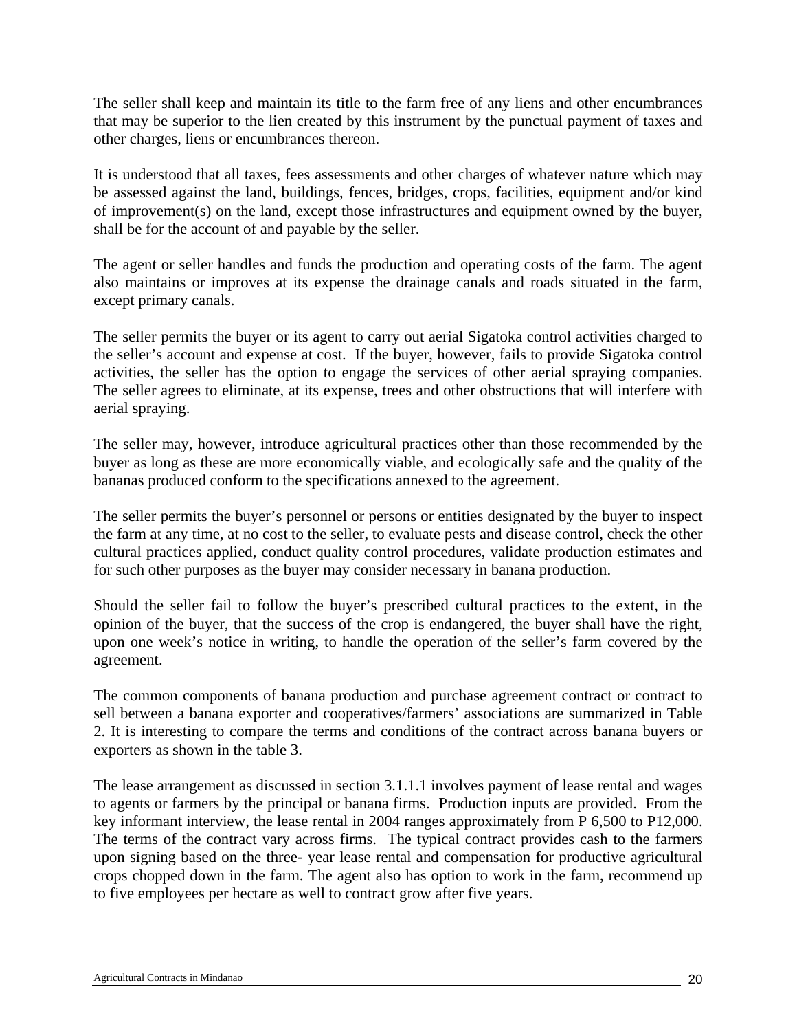The seller shall keep and maintain its title to the farm free of any liens and other encumbrances that may be superior to the lien created by this instrument by the punctual payment of taxes and other charges, liens or encumbrances thereon.

It is understood that all taxes, fees assessments and other charges of whatever nature which may be assessed against the land, buildings, fences, bridges, crops, facilities, equipment and/or kind of improvement(s) on the land, except those infrastructures and equipment owned by the buyer, shall be for the account of and payable by the seller.

The agent or seller handles and funds the production and operating costs of the farm. The agent also maintains or improves at its expense the drainage canals and roads situated in the farm, except primary canals.

The seller permits the buyer or its agent to carry out aerial Sigatoka control activities charged to the seller's account and expense at cost. If the buyer, however, fails to provide Sigatoka control activities, the seller has the option to engage the services of other aerial spraying companies. The seller agrees to eliminate, at its expense, trees and other obstructions that will interfere with aerial spraying.

The seller may, however, introduce agricultural practices other than those recommended by the buyer as long as these are more economically viable, and ecologically safe and the quality of the bananas produced conform to the specifications annexed to the agreement.

The seller permits the buyer's personnel or persons or entities designated by the buyer to inspect the farm at any time, at no cost to the seller, to evaluate pests and disease control, check the other cultural practices applied, conduct quality control procedures, validate production estimates and for such other purposes as the buyer may consider necessary in banana production.

Should the seller fail to follow the buyer's prescribed cultural practices to the extent, in the opinion of the buyer, that the success of the crop is endangered, the buyer shall have the right, upon one week's notice in writing, to handle the operation of the seller's farm covered by the agreement.

The common components of banana production and purchase agreement contract or contract to sell between a banana exporter and cooperatives/farmers' associations are summarized in Table 2. It is interesting to compare the terms and conditions of the contract across banana buyers or exporters as shown in the table 3.

The lease arrangement as discussed in section 3.1.1.1 involves payment of lease rental and wages to agents or farmers by the principal or banana firms. Production inputs are provided. From the key informant interview, the lease rental in 2004 ranges approximately from P 6,500 to P12,000. The terms of the contract vary across firms. The typical contract provides cash to the farmers upon signing based on the three- year lease rental and compensation for productive agricultural crops chopped down in the farm. The agent also has option to work in the farm, recommend up to five employees per hectare as well to contract grow after five years.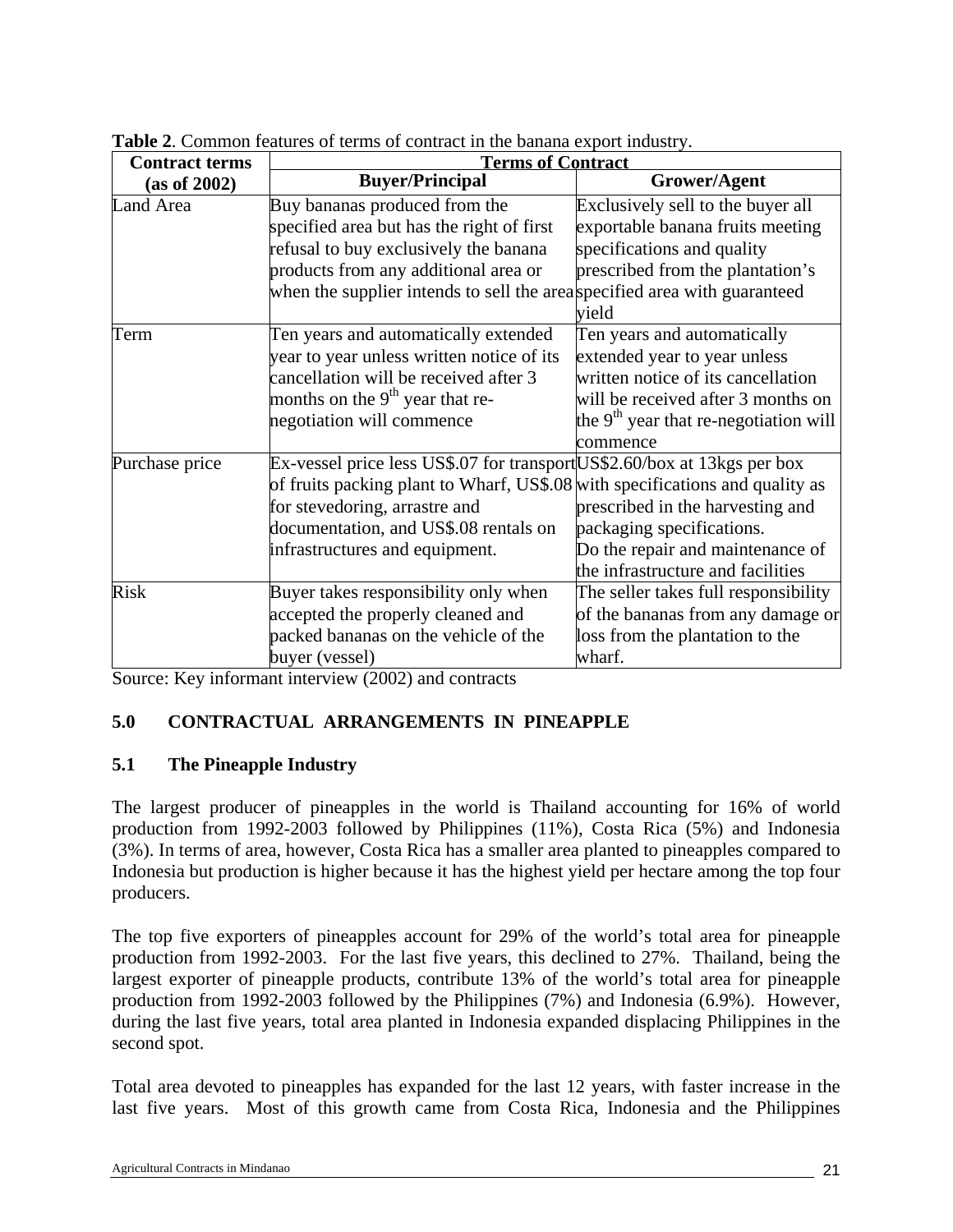**Table 2**. Common features of terms of contract in the banana export industry.

| Contract terms (as of 2002) | Terms of Contract | |
|---|---|---|
| | **Buyer/Principal** | **Grower/Agent** |
| Land Area | Buy bananas produced from the specified area but has the right of first refusal to buy exclusively the banana products from any additional area or when the supplier intends to sell the area | Exclusively sell to the buyer all exportable banana fruits meeting specifications and quality prescribed from the plantation's specified area with guaranteed yield |
| Term | Ten years and automatically extended year to year unless written notice of its cancellation will be received after 3 months on the 9th year that re-negotiation will commence | Ten years and automatically extended year to year unless written notice of its cancellation will be received after 3 months on the 9th year that re-negotiation will commence |
| Purchase price | Ex-vessel price less US\$.07 for transport of fruits packing plant to Wharf, US\$.08 for stevedoring, arrastre and documentation, and US\$.08 rentals on infrastructures and equipment. | US\$2.60/box at 13kgs per box with specifications and quality as prescribed in the harvesting and packaging specifications. Do the repair and maintenance of the infrastructure and facilities |
| Risk | Buyer takes responsibility only when accepted the properly cleaned and packed bananas on the vehicle of the buyer (vessel) | The seller takes full responsibility of the bananas from any damage or loss from the plantation to the wharf. |

Source: Key informant interview (2002) and contracts

## 5.0 CONTRACTUAL ARRANGEMENTS IN PINEAPPLE

### 5.1 The Pineapple Industry

The largest producer of pineapples in the world is Thailand accounting for 16% of world production from 1992-2003 followed by Philippines (11%), Costa Rica (5%) and Indonesia (3%). In terms of area, however, Costa Rica has a smaller area planted to pineapples compared to Indonesia but production is higher because it has the highest yield per hectare among the top four producers.

The top five exporters of pineapples account for 29% of the world's total area for pineapple production from 1992-2003. For the last five years, this declined to 27%. Thailand, being the largest exporter of pineapple products, contribute 13% of the world's total area for pineapple production from 1992-2003 followed by the Philippines (7%) and Indonesia (6.9%). However, during the last five years, total area planted in Indonesia expanded displacing Philippines in the second spot.

Total area devoted to pineapples has expanded for the last 12 years, with faster increase in the last five years. Most of this growth came from Costa Rica, Indonesia and the Philippines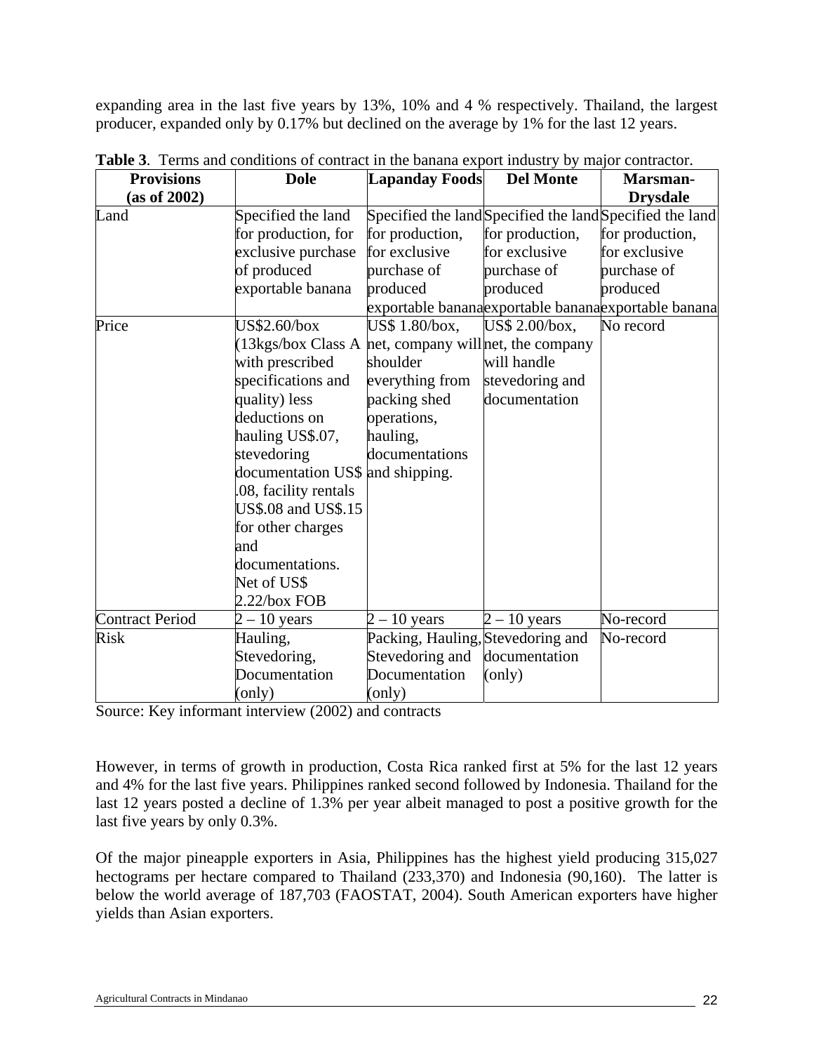expanding area in the last five years by 13%, 10% and 4 % respectively. Thailand, the largest producer, expanded only by 0.17% but declined on the average by 1% for the last 12 years.

**Table 3**. Terms and conditions of contract in the banana export industry by major contractor.

| Provisions (as of 2002) | Dole | Lapanday Foods | Del Monte | Marsman-Drysdale |
|---|---|---|---|---|
| Land | Specified the land for production, for exclusive purchase of produced exportable banana | Specified the land for production, for exclusive purchase of produced exportable banana | Specified the land for production, for exclusive purchase of produced exportable banana | Specified the land for production, for exclusive purchase of produced exportable banana |
| Price | US$2.60/box (13kgs/box Class A with prescribed specifications and quality) less deductions on hauling US$.07, stevedoring documentation US$ .08, facility rentals US$.08 and US$.15 for other charges and documentations. Net of US$ 2.22/box FOB | US$ 1.80/box, net, company will shoulder everything from packing shed operations, hauling, documentations and shipping. | US$ 2.00/box, net, the company will handle stevedoring and documentation | No record |
| Contract Period | 2 – 10 years | 2 – 10 years | 2 – 10 years | No-record |
| Risk | Hauling, Stevedoring, Documentation (only) | Packing, Hauling, Stevedoring and Documentation (only) | Stevedoring and documentation (only) | No-record |

Source: Key informant interview (2002) and contracts

However, in terms of growth in production, Costa Rica ranked first at 5% for the last 12 years and 4% for the last five years. Philippines ranked second followed by Indonesia. Thailand for the last 12 years posted a decline of 1.3% per year albeit managed to post a positive growth for the last five years by only 0.3%.

Of the major pineapple exporters in Asia, Philippines has the highest yield producing 315,027 hectograms per hectare compared to Thailand (233,370) and Indonesia (90,160). The latter is below the world average of 187,703 (FAOSTAT, 2004). South American exporters have higher yields than Asian exporters.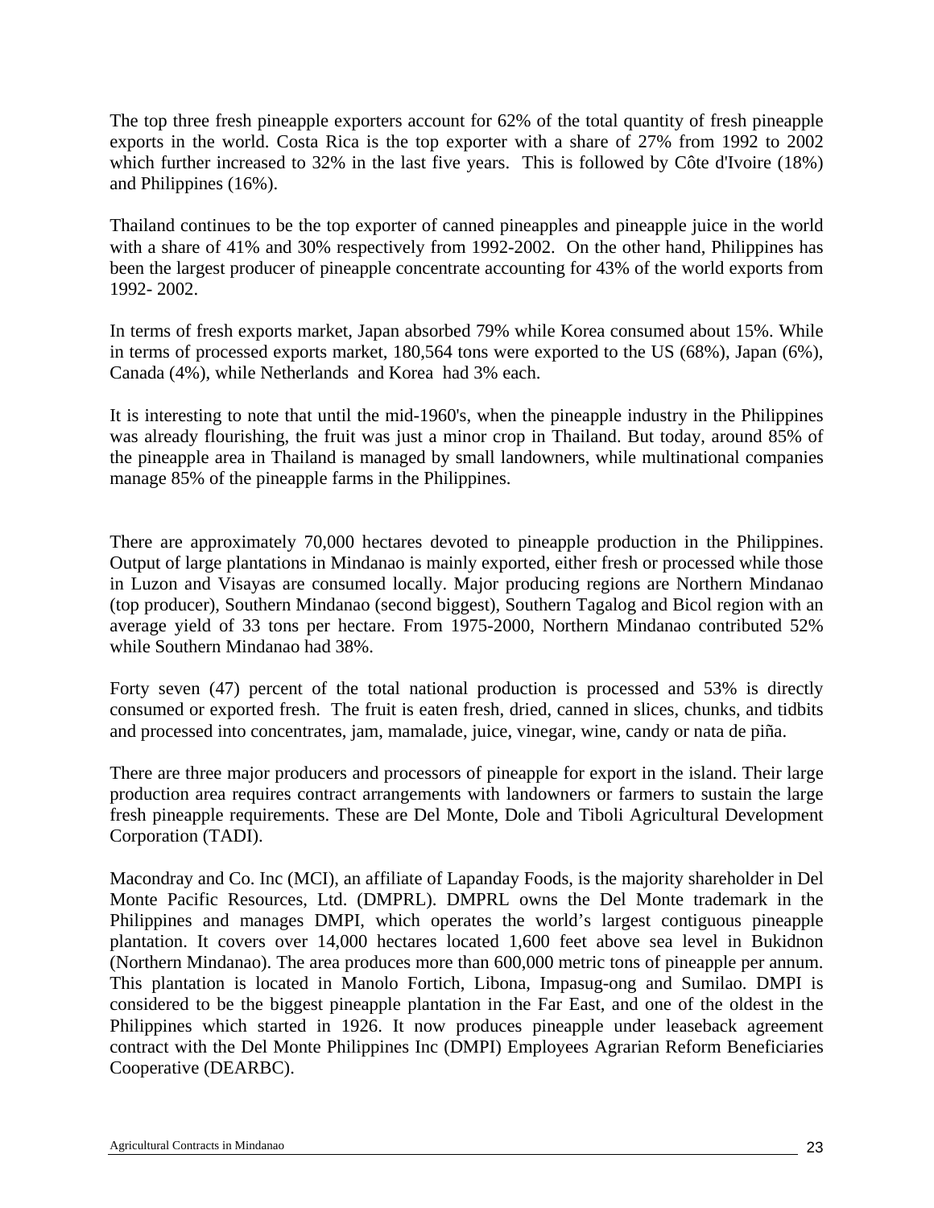The top three fresh pineapple exporters account for 62% of the total quantity of fresh pineapple exports in the world. Costa Rica is the top exporter with a share of 27% from 1992 to 2002 which further increased to 32% in the last five years. This is followed by Côte d'Ivoire (18%) and Philippines (16%).

Thailand continues to be the top exporter of canned pineapples and pineapple juice in the world with a share of 41% and 30% respectively from 1992-2002. On the other hand, Philippines has been the largest producer of pineapple concentrate accounting for 43% of the world exports from 1992- 2002.

In terms of fresh exports market, Japan absorbed 79% while Korea consumed about 15%. While in terms of processed exports market, 180,564 tons were exported to the US (68%), Japan (6%), Canada (4%), while Netherlands and Korea had 3% each.

It is interesting to note that until the mid-1960's, when the pineapple industry in the Philippines was already flourishing, the fruit was just a minor crop in Thailand. But today, around 85% of the pineapple area in Thailand is managed by small landowners, while multinational companies manage 85% of the pineapple farms in the Philippines.

There are approximately 70,000 hectares devoted to pineapple production in the Philippines. Output of large plantations in Mindanao is mainly exported, either fresh or processed while those in Luzon and Visayas are consumed locally. Major producing regions are Northern Mindanao (top producer), Southern Mindanao (second biggest), Southern Tagalog and Bicol region with an average yield of 33 tons per hectare. From 1975-2000, Northern Mindanao contributed 52% while Southern Mindanao had 38%.

Forty seven (47) percent of the total national production is processed and 53% is directly consumed or exported fresh. The fruit is eaten fresh, dried, canned in slices, chunks, and tidbits and processed into concentrates, jam, mamalade, juice, vinegar, wine, candy or nata de piña.

There are three major producers and processors of pineapple for export in the island. Their large production area requires contract arrangements with landowners or farmers to sustain the large fresh pineapple requirements. These are Del Monte, Dole and Tiboli Agricultural Development Corporation (TADI).

Macondray and Co. Inc (MCI), an affiliate of Lapanday Foods, is the majority shareholder in Del Monte Pacific Resources, Ltd. (DMPRL). DMPRL owns the Del Monte trademark in the Philippines and manages DMPI, which operates the world's largest contiguous pineapple plantation. It covers over 14,000 hectares located 1,600 feet above sea level in Bukidnon (Northern Mindanao). The area produces more than 600,000 metric tons of pineapple per annum. This plantation is located in Manolo Fortich, Libona, Impasug-ong and Sumilao. DMPI is considered to be the biggest pineapple plantation in the Far East, and one of the oldest in the Philippines which started in 1926. It now produces pineapple under leaseback agreement contract with the Del Monte Philippines Inc (DMPI) Employees Agrarian Reform Beneficiaries Cooperative (DEARBC).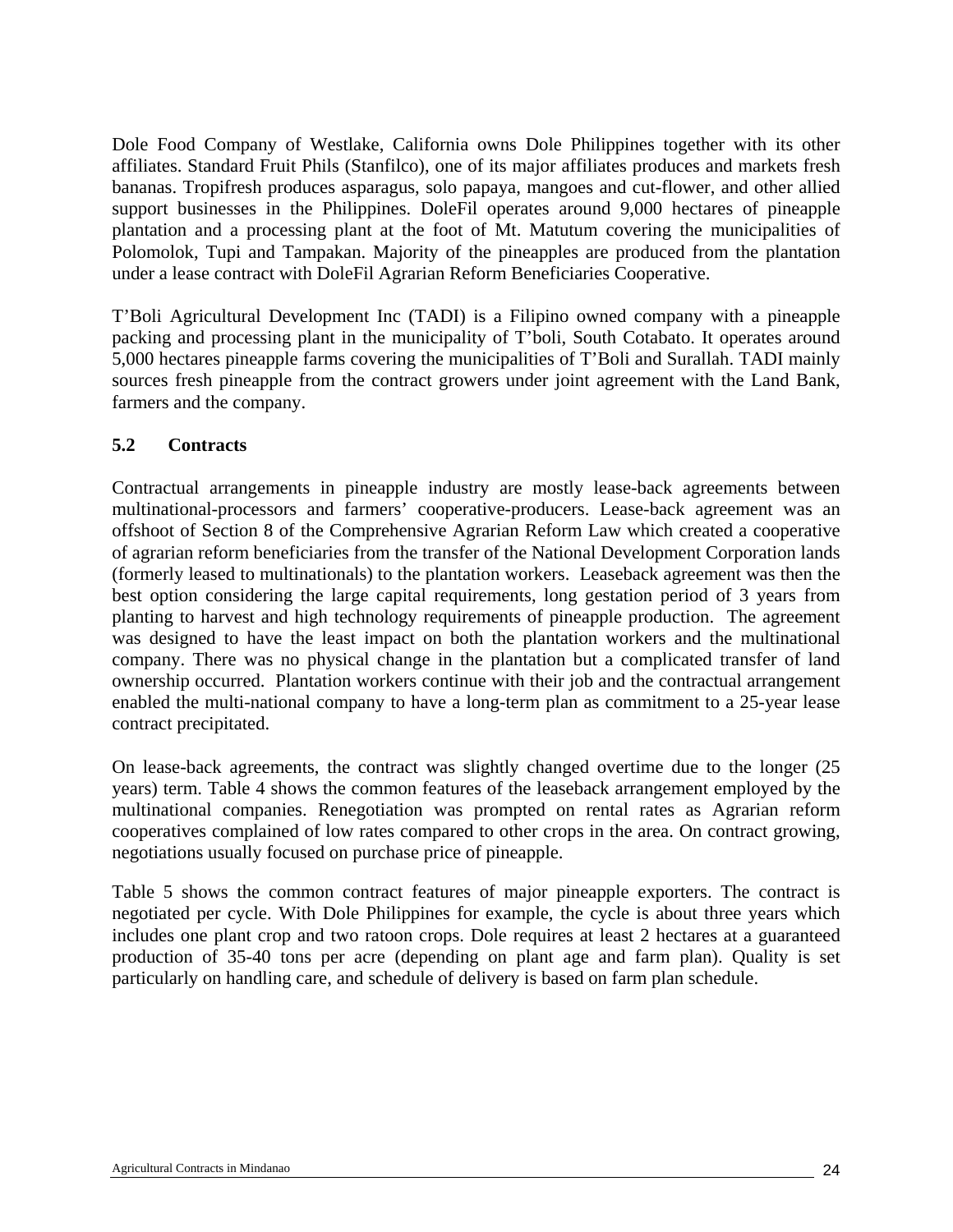Dole Food Company of Westlake, California owns Dole Philippines together with its other affiliates. Standard Fruit Phils (Stanfilco), one of its major affiliates produces and markets fresh bananas. Tropifresh produces asparagus, solo papaya, mangoes and cut-flower, and other allied support businesses in the Philippines. DoleFil operates around 9,000 hectares of pineapple plantation and a processing plant at the foot of Mt. Matutum covering the municipalities of Polomolok, Tupi and Tampakan. Majority of the pineapples are produced from the plantation under a lease contract with DoleFil Agrarian Reform Beneficiaries Cooperative.

T'Boli Agricultural Development Inc (TADI) is a Filipino owned company with a pineapple packing and processing plant in the municipality of T'boli, South Cotabato. It operates around 5,000 hectares pineapple farms covering the municipalities of T'Boli and Surallah. TADI mainly sources fresh pineapple from the contract growers under joint agreement with the Land Bank, farmers and the company.

### 5.2 Contracts

Contractual arrangements in pineapple industry are mostly lease-back agreements between multinational-processors and farmers' cooperative-producers. Lease-back agreement was an offshoot of Section 8 of the Comprehensive Agrarian Reform Law which created a cooperative of agrarian reform beneficiaries from the transfer of the National Development Corporation lands (formerly leased to multinationals) to the plantation workers. Leaseback agreement was then the best option considering the large capital requirements, long gestation period of 3 years from planting to harvest and high technology requirements of pineapple production. The agreement was designed to have the least impact on both the plantation workers and the multinational company. There was no physical change in the plantation but a complicated transfer of land ownership occurred. Plantation workers continue with their job and the contractual arrangement enabled the multi-national company to have a long-term plan as commitment to a 25-year lease contract precipitated.

On lease-back agreements, the contract was slightly changed overtime due to the longer (25 years) term. Table 4 shows the common features of the leaseback arrangement employed by the multinational companies. Renegotiation was prompted on rental rates as Agrarian reform cooperatives complained of low rates compared to other crops in the area. On contract growing, negotiations usually focused on purchase price of pineapple.

Table 5 shows the common contract features of major pineapple exporters. The contract is negotiated per cycle. With Dole Philippines for example, the cycle is about three years which includes one plant crop and two ratoon crops. Dole requires at least 2 hectares at a guaranteed production of 35-40 tons per acre (depending on plant age and farm plan). Quality is set particularly on handling care, and schedule of delivery is based on farm plan schedule.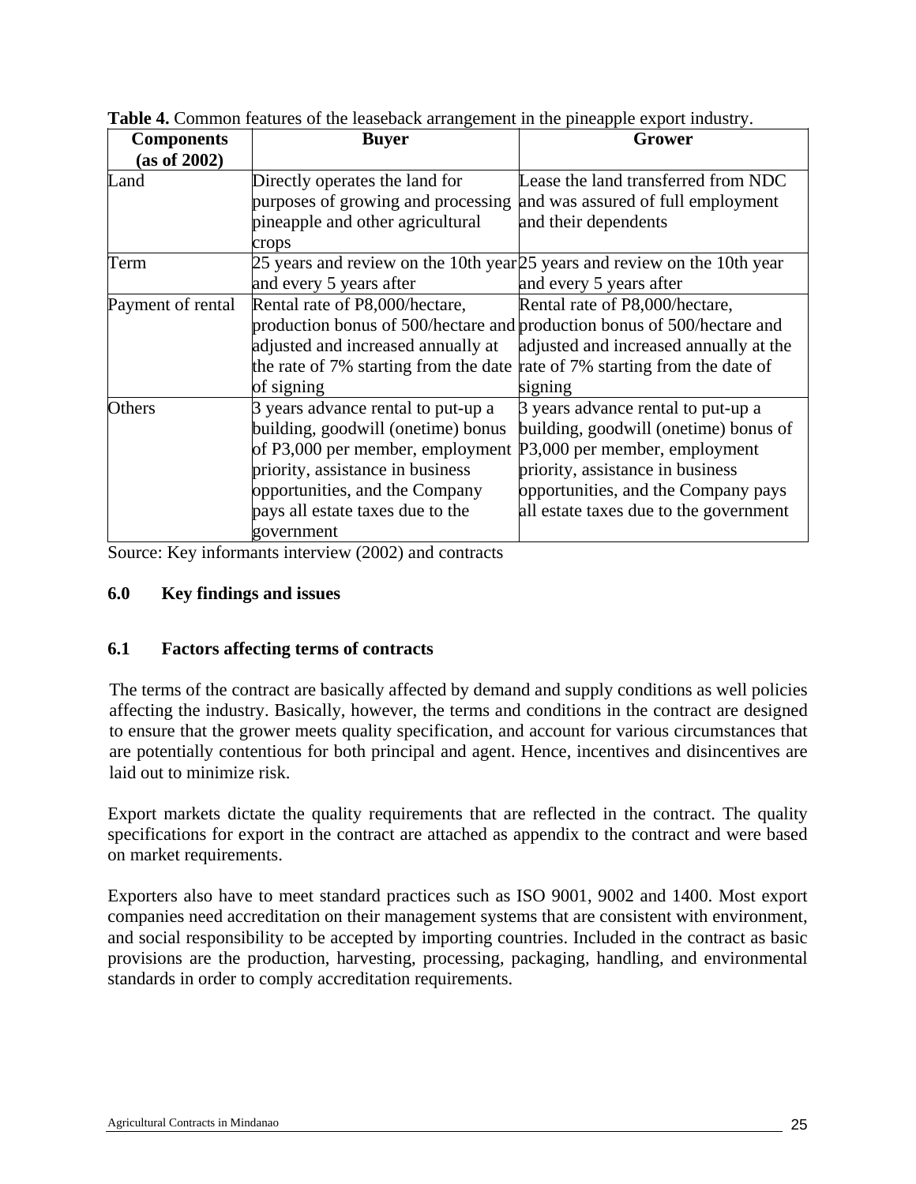**Table 4.** Common features of the leaseback arrangement in the pineapple export industry.

| Components (as of 2002) | Buyer | Grower |
|---|---|---|
| Land | Directly operates the land for purposes of growing and processing pineapple and other agricultural crops | Lease the land transferred from NDC and was assured of full employment and their dependents |
| Term | 25 years and review on the 10th year and every 5 years after | 25 years and review on the 10th year and every 5 years after |
| Payment of rental | Rental rate of P8,000/hectare, production bonus of 500/hectare and adjusted and increased annually at the rate of 7% starting from the date of signing | Rental rate of P8,000/hectare, production bonus of 500/hectare and adjusted and increased annually at the rate of 7% starting from the date of signing |
| Others | 3 years advance rental to put-up a building, goodwill (onetime) bonus of P3,000 per member, employment priority, assistance in business opportunities, and the Company pays all estate taxes due to the government | 3 years advance rental to put-up a building, goodwill (onetime) bonus of P3,000 per member, employment priority, assistance in business opportunities, and the Company pays all estate taxes due to the government |

Source: Key informants interview (2002) and contracts

## 6.0 Key findings and issues

### 6.1 Factors affecting terms of contracts

The terms of the contract are basically affected by demand and supply conditions as well policies affecting the industry. Basically, however, the terms and conditions in the contract are designed to ensure that the grower meets quality specification, and account for various circumstances that are potentially contentious for both principal and agent. Hence, incentives and disincentives are laid out to minimize risk.

Export markets dictate the quality requirements that are reflected in the contract. The quality specifications for export in the contract are attached as appendix to the contract and were based on market requirements.

Exporters also have to meet standard practices such as ISO 9001, 9002 and 1400. Most export companies need accreditation on their management systems that are consistent with environment, and social responsibility to be accepted by importing countries. Included in the contract as basic provisions are the production, harvesting, processing, packaging, handling, and environmental standards in order to comply accreditation requirements.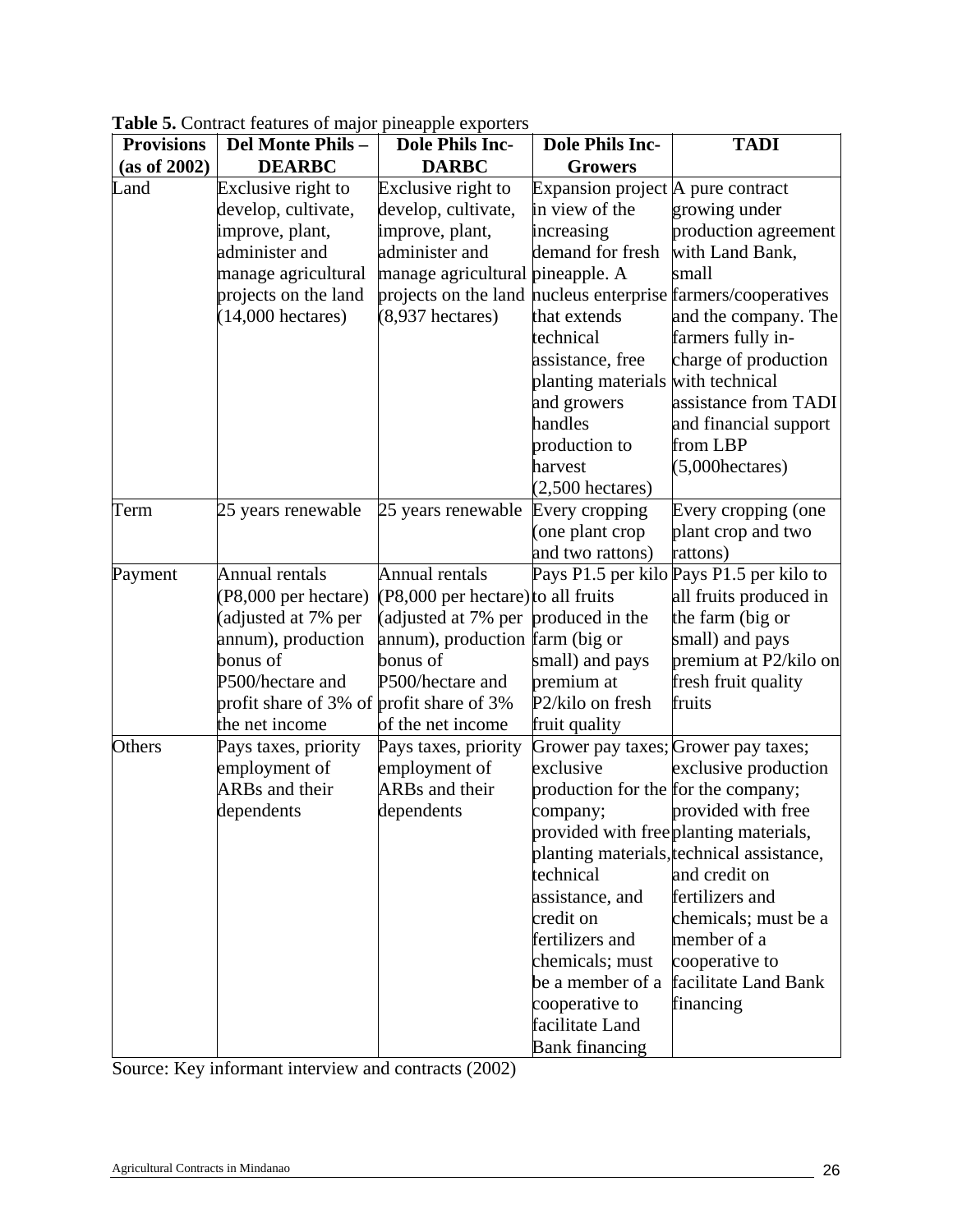**Table 5.** Contract features of major pineapple exporters

| Provisions (as of 2002) | Del Monte Phils – DEARBC | Dole Phils Inc-DARBC | Dole Phils Inc-Growers | TADI |
|---|---|---|---|---|
| Land | Exclusive right to develop, cultivate, improve, plant, administer and manage agricultural projects on the land (14,000 hectares) | Exclusive right to develop, cultivate, improve, plant, administer and manage agricultural projects on the land (8,937 hectares) | Expansion project in view of the increasing demand for fresh pineapple. A nucleus enterprise that extends technical assistance, free planting materials and growers handles production to harvest (2,500 hectares) | A pure contract growing under production agreement with Land Bank, small farmers/cooperatives and the company. The farmers fully in-charge of production with technical assistance from TADI and financial support from LBP (5,000hectares) |
| Term | 25 years renewable | 25 years renewable | Every cropping (one plant crop and two rattons) | Every cropping (one plant crop and two rattons) |
| Payment | Annual rentals (P8,000 per hectare) (adjusted at 7% per annum), production bonus of P500/hectare and profit share of 3% of the net income | Annual rentals (P8,000 per hectare) (adjusted at 7% per annum), production bonus of P500/hectare and profit share of 3% of the net income | Pays P1.5 per kilo to all fruits produced in the farm (big or small) and pays premium at P2/kilo on fresh fruit quality | Pays P1.5 per kilo to all fruits produced in the farm (big or small) and pays premium at P2/kilo on fresh fruit quality fruits |
| Others | Pays taxes, priority employment of ARBs and their dependents | Pays taxes, priority employment of ARBs and their dependents | Grower pay taxes; exclusive production for the company; provided with free planting materials, technical assistance, and credit on fertilizers and chemicals; must be a member of a cooperative to facilitate Land Bank financing | Grower pay taxes; exclusive production for the company; provided with free planting materials, technical assistance, and credit on fertilizers and chemicals; must be a member of a cooperative to facilitate Land Bank financing |

Source: Key informant interview and contracts (2002)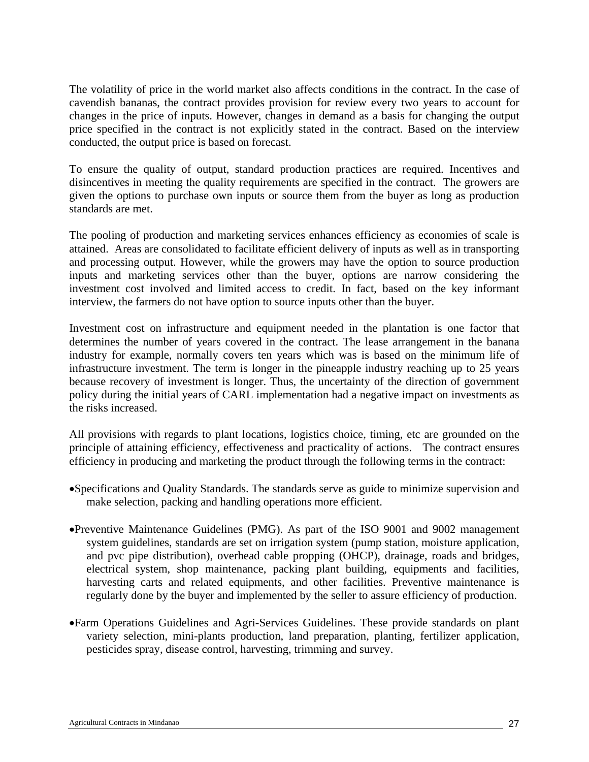The volatility of price in the world market also affects conditions in the contract. In the case of cavendish bananas, the contract provides provision for review every two years to account for changes in the price of inputs. However, changes in demand as a basis for changing the output price specified in the contract is not explicitly stated in the contract. Based on the interview conducted, the output price is based on forecast.

To ensure the quality of output, standard production practices are required. Incentives and disincentives in meeting the quality requirements are specified in the contract. The growers are given the options to purchase own inputs or source them from the buyer as long as production standards are met.

The pooling of production and marketing services enhances efficiency as economies of scale is attained. Areas are consolidated to facilitate efficient delivery of inputs as well as in transporting and processing output. However, while the growers may have the option to source production inputs and marketing services other than the buyer, options are narrow considering the investment cost involved and limited access to credit. In fact, based on the key informant interview, the farmers do not have option to source inputs other than the buyer.

Investment cost on infrastructure and equipment needed in the plantation is one factor that determines the number of years covered in the contract. The lease arrangement in the banana industry for example, normally covers ten years which was is based on the minimum life of infrastructure investment. The term is longer in the pineapple industry reaching up to 25 years because recovery of investment is longer. Thus, the uncertainty of the direction of government policy during the initial years of CARL implementation had a negative impact on investments as the risks increased.

All provisions with regards to plant locations, logistics choice, timing, etc are grounded on the principle of attaining efficiency, effectiveness and practicality of actions. The contract ensures efficiency in producing and marketing the product through the following terms in the contract:

- Specifications and Quality Standards. The standards serve as guide to minimize supervision and make selection, packing and handling operations more efficient.

- Preventive Maintenance Guidelines (PMG). As part of the ISO 9001 and 9002 management system guidelines, standards are set on irrigation system (pump station, moisture application, and pvc pipe distribution), overhead cable propping (OHCP), drainage, roads and bridges, electrical system, shop maintenance, packing plant building, equipments and facilities, harvesting carts and related equipments, and other facilities. Preventive maintenance is regularly done by the buyer and implemented by the seller to assure efficiency of production.

- Farm Operations Guidelines and Agri-Services Guidelines. These provide standards on plant variety selection, mini-plants production, land preparation, planting, fertilizer application, pesticides spray, disease control, harvesting, trimming and survey.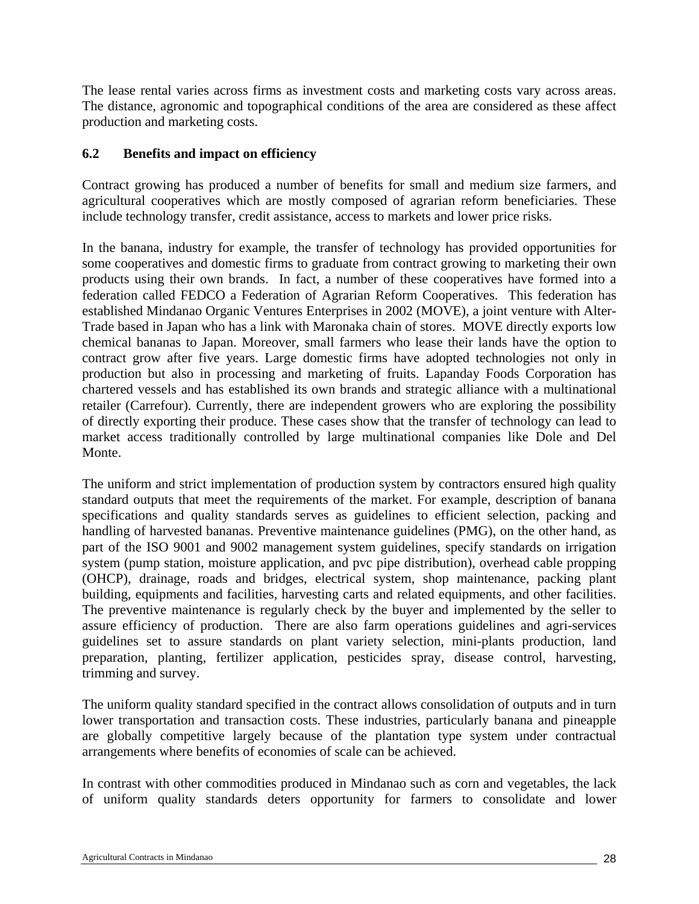The lease rental varies across firms as investment costs and marketing costs vary across areas. The distance, agronomic and topographical conditions of the area are considered as these affect production and marketing costs.

### 6.2 Benefits and impact on efficiency

Contract growing has produced a number of benefits for small and medium size farmers, and agricultural cooperatives which are mostly composed of agrarian reform beneficiaries. These include technology transfer, credit assistance, access to markets and lower price risks.

In the banana, industry for example, the transfer of technology has provided opportunities for some cooperatives and domestic firms to graduate from contract growing to marketing their own products using their own brands. In fact, a number of these cooperatives have formed into a federation called FEDCO a Federation of Agrarian Reform Cooperatives. This federation has established Mindanao Organic Ventures Enterprises in 2002 (MOVE), a joint venture with Alter-Trade based in Japan who has a link with Maronaka chain of stores. MOVE directly exports low chemical bananas to Japan. Moreover, small farmers who lease their lands have the option to contract grow after five years. Large domestic firms have adopted technologies not only in production but also in processing and marketing of fruits. Lapanday Foods Corporation has chartered vessels and has established its own brands and strategic alliance with a multinational retailer (Carrefour). Currently, there are independent growers who are exploring the possibility of directly exporting their produce. These cases show that the transfer of technology can lead to market access traditionally controlled by large multinational companies like Dole and Del Monte.

The uniform and strict implementation of production system by contractors ensured high quality standard outputs that meet the requirements of the market. For example, description of banana specifications and quality standards serves as guidelines to efficient selection, packing and handling of harvested bananas. Preventive maintenance guidelines (PMG), on the other hand, as part of the ISO 9001 and 9002 management system guidelines, specify standards on irrigation system (pump station, moisture application, and pvc pipe distribution), overhead cable propping (OHCP), drainage, roads and bridges, electrical system, shop maintenance, packing plant building, equipments and facilities, harvesting carts and related equipments, and other facilities. The preventive maintenance is regularly check by the buyer and implemented by the seller to assure efficiency of production. There are also farm operations guidelines and agri-services guidelines set to assure standards on plant variety selection, mini-plants production, land preparation, planting, fertilizer application, pesticides spray, disease control, harvesting, trimming and survey.

The uniform quality standard specified in the contract allows consolidation of outputs and in turn lower transportation and transaction costs. These industries, particularly banana and pineapple are globally competitive largely because of the plantation type system under contractual arrangements where benefits of economies of scale can be achieved.

In contrast with other commodities produced in Mindanao such as corn and vegetables, the lack of uniform quality standards deters opportunity for farmers to consolidate and lower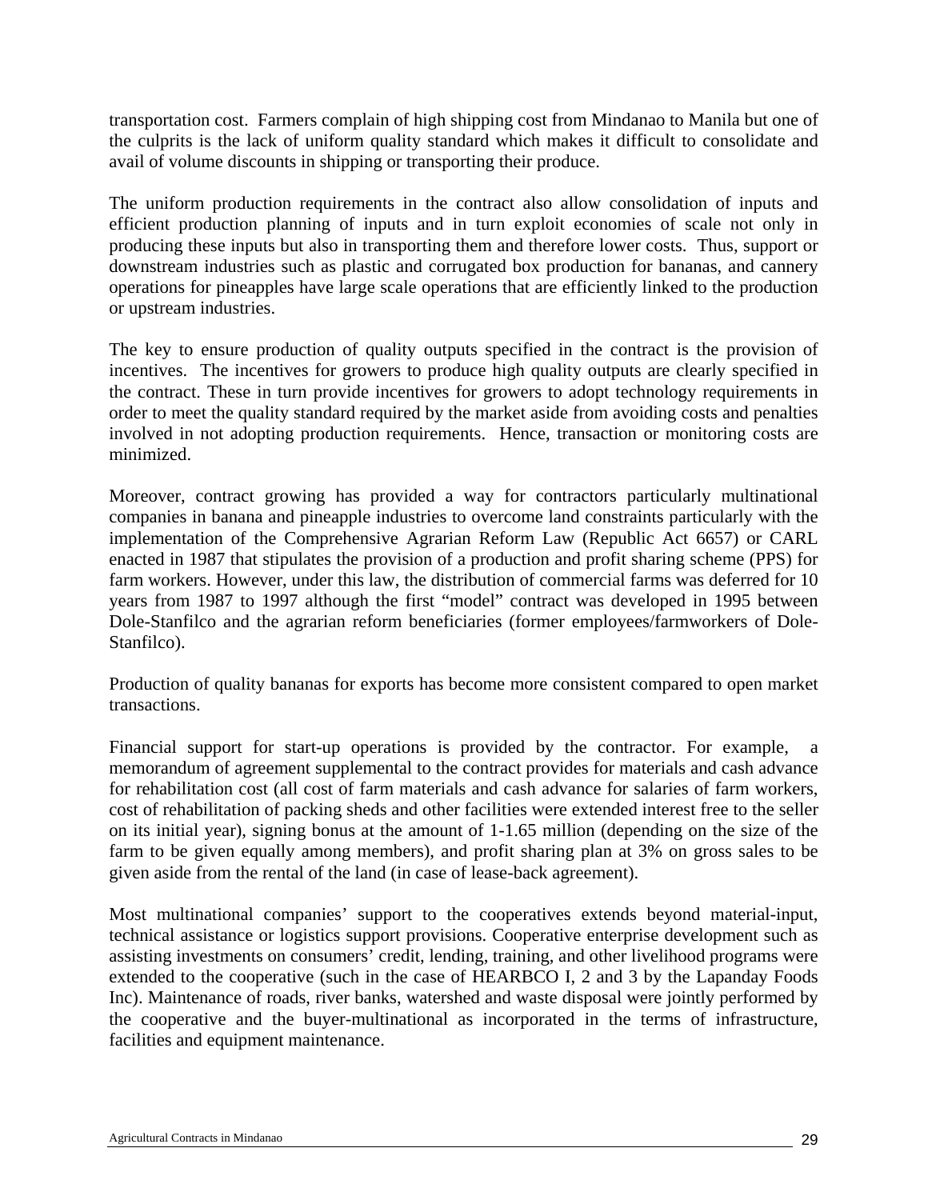transportation cost. Farmers complain of high shipping cost from Mindanao to Manila but one of the culprits is the lack of uniform quality standard which makes it difficult to consolidate and avail of volume discounts in shipping or transporting their produce.

The uniform production requirements in the contract also allow consolidation of inputs and efficient production planning of inputs and in turn exploit economies of scale not only in producing these inputs but also in transporting them and therefore lower costs. Thus, support or downstream industries such as plastic and corrugated box production for bananas, and cannery operations for pineapples have large scale operations that are efficiently linked to the production or upstream industries.

The key to ensure production of quality outputs specified in the contract is the provision of incentives. The incentives for growers to produce high quality outputs are clearly specified in the contract. These in turn provide incentives for growers to adopt technology requirements in order to meet the quality standard required by the market aside from avoiding costs and penalties involved in not adopting production requirements. Hence, transaction or monitoring costs are minimized.

Moreover, contract growing has provided a way for contractors particularly multinational companies in banana and pineapple industries to overcome land constraints particularly with the implementation of the Comprehensive Agrarian Reform Law (Republic Act 6657) or CARL enacted in 1987 that stipulates the provision of a production and profit sharing scheme (PPS) for farm workers. However, under this law, the distribution of commercial farms was deferred for 10 years from 1987 to 1997 although the first "model" contract was developed in 1995 between Dole-Stanfilco and the agrarian reform beneficiaries (former employees/farmworkers of Dole-Stanfilco).

Production of quality bananas for exports has become more consistent compared to open market transactions.

Financial support for start-up operations is provided by the contractor. For example, a memorandum of agreement supplemental to the contract provides for materials and cash advance for rehabilitation cost (all cost of farm materials and cash advance for salaries of farm workers, cost of rehabilitation of packing sheds and other facilities were extended interest free to the seller on its initial year), signing bonus at the amount of 1-1.65 million (depending on the size of the farm to be given equally among members), and profit sharing plan at 3% on gross sales to be given aside from the rental of the land (in case of lease-back agreement).

Most multinational companies' support to the cooperatives extends beyond material-input, technical assistance or logistics support provisions. Cooperative enterprise development such as assisting investments on consumers' credit, lending, training, and other livelihood programs were extended to the cooperative (such in the case of HEARBCO I, 2 and 3 by the Lapanday Foods Inc). Maintenance of roads, river banks, watershed and waste disposal were jointly performed by the cooperative and the buyer-multinational as incorporated in the terms of infrastructure, facilities and equipment maintenance.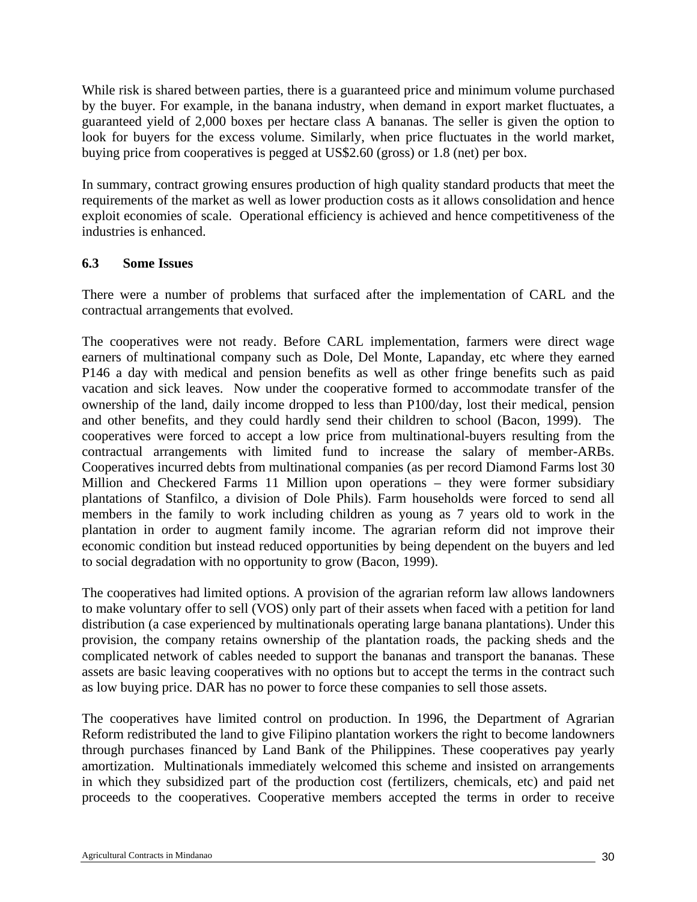While risk is shared between parties, there is a guaranteed price and minimum volume purchased by the buyer. For example, in the banana industry, when demand in export market fluctuates, a guaranteed yield of 2,000 boxes per hectare class A bananas. The seller is given the option to look for buyers for the excess volume. Similarly, when price fluctuates in the world market, buying price from cooperatives is pegged at US$2.60 (gross) or 1.8 (net) per box.

In summary, contract growing ensures production of high quality standard products that meet the requirements of the market as well as lower production costs as it allows consolidation and hence exploit economies of scale. Operational efficiency is achieved and hence competitiveness of the industries is enhanced.

### 6.3 Some Issues

There were a number of problems that surfaced after the implementation of CARL and the contractual arrangements that evolved.

The cooperatives were not ready. Before CARL implementation, farmers were direct wage earners of multinational company such as Dole, Del Monte, Lapanday, etc where they earned P146 a day with medical and pension benefits as well as other fringe benefits such as paid vacation and sick leaves. Now under the cooperative formed to accommodate transfer of the ownership of the land, daily income dropped to less than P100/day, lost their medical, pension and other benefits, and they could hardly send their children to school (Bacon, 1999). The cooperatives were forced to accept a low price from multinational-buyers resulting from the contractual arrangements with limited fund to increase the salary of member-ARBs. Cooperatives incurred debts from multinational companies (as per record Diamond Farms lost 30 Million and Checkered Farms 11 Million upon operations – they were former subsidiary plantations of Stanfilco, a division of Dole Phils). Farm households were forced to send all members in the family to work including children as young as 7 years old to work in the plantation in order to augment family income. The agrarian reform did not improve their economic condition but instead reduced opportunities by being dependent on the buyers and led to social degradation with no opportunity to grow (Bacon, 1999).

The cooperatives had limited options. A provision of the agrarian reform law allows landowners to make voluntary offer to sell (VOS) only part of their assets when faced with a petition for land distribution (a case experienced by multinationals operating large banana plantations). Under this provision, the company retains ownership of the plantation roads, the packing sheds and the complicated network of cables needed to support the bananas and transport the bananas. These assets are basic leaving cooperatives with no options but to accept the terms in the contract such as low buying price. DAR has no power to force these companies to sell those assets.

The cooperatives have limited control on production. In 1996, the Department of Agrarian Reform redistributed the land to give Filipino plantation workers the right to become landowners through purchases financed by Land Bank of the Philippines. These cooperatives pay yearly amortization. Multinationals immediately welcomed this scheme and insisted on arrangements in which they subsidized part of the production cost (fertilizers, chemicals, etc) and paid net proceeds to the cooperatives. Cooperative members accepted the terms in order to receive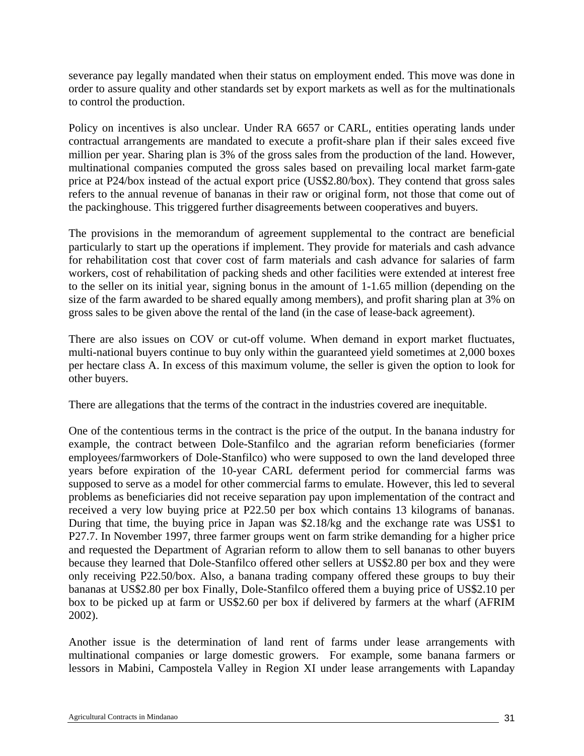severance pay legally mandated when their status on employment ended. This move was done in order to assure quality and other standards set by export markets as well as for the multinationals to control the production.

Policy on incentives is also unclear. Under RA 6657 or CARL, entities operating lands under contractual arrangements are mandated to execute a profit-share plan if their sales exceed five million per year. Sharing plan is 3% of the gross sales from the production of the land. However, multinational companies computed the gross sales based on prevailing local market farm-gate price at P24/box instead of the actual export price (US$2.80/box). They contend that gross sales refers to the annual revenue of bananas in their raw or original form, not those that come out of the packinghouse. This triggered further disagreements between cooperatives and buyers.

The provisions in the memorandum of agreement supplemental to the contract are beneficial particularly to start up the operations if implement. They provide for materials and cash advance for rehabilitation cost that cover cost of farm materials and cash advance for salaries of farm workers, cost of rehabilitation of packing sheds and other facilities were extended at interest free to the seller on its initial year, signing bonus in the amount of 1-1.65 million (depending on the size of the farm awarded to be shared equally among members), and profit sharing plan at 3% on gross sales to be given above the rental of the land (in the case of lease-back agreement).

There are also issues on COV or cut-off volume. When demand in export market fluctuates, multi-national buyers continue to buy only within the guaranteed yield sometimes at 2,000 boxes per hectare class A. In excess of this maximum volume, the seller is given the option to look for other buyers.

There are allegations that the terms of the contract in the industries covered are inequitable.

One of the contentious terms in the contract is the price of the output. In the banana industry for example, the contract between Dole-Stanfilco and the agrarian reform beneficiaries (former employees/farmworkers of Dole-Stanfilco) who were supposed to own the land developed three years before expiration of the 10-year CARL deferment period for commercial farms was supposed to serve as a model for other commercial farms to emulate. However, this led to several problems as beneficiaries did not receive separation pay upon implementation of the contract and received a very low buying price at P22.50 per box which contains 13 kilograms of bananas. During that time, the buying price in Japan was $2.18/kg and the exchange rate was US$1 to P27.7. In November 1997, three farmer groups went on farm strike demanding for a higher price and requested the Department of Agrarian reform to allow them to sell bananas to other buyers because they learned that Dole-Stanfilco offered other sellers at US$2.80 per box and they were only receiving P22.50/box. Also, a banana trading company offered these groups to buy their bananas at US$2.80 per box Finally, Dole-Stanfilco offered them a buying price of US$2.10 per box to be picked up at farm or US$2.60 per box if delivered by farmers at the wharf (AFRIM 2002).

Another issue is the determination of land rent of farms under lease arrangements with multinational companies or large domestic growers. For example, some banana farmers or lessors in Mabini, Campostela Valley in Region XI under lease arrangements with Lapanday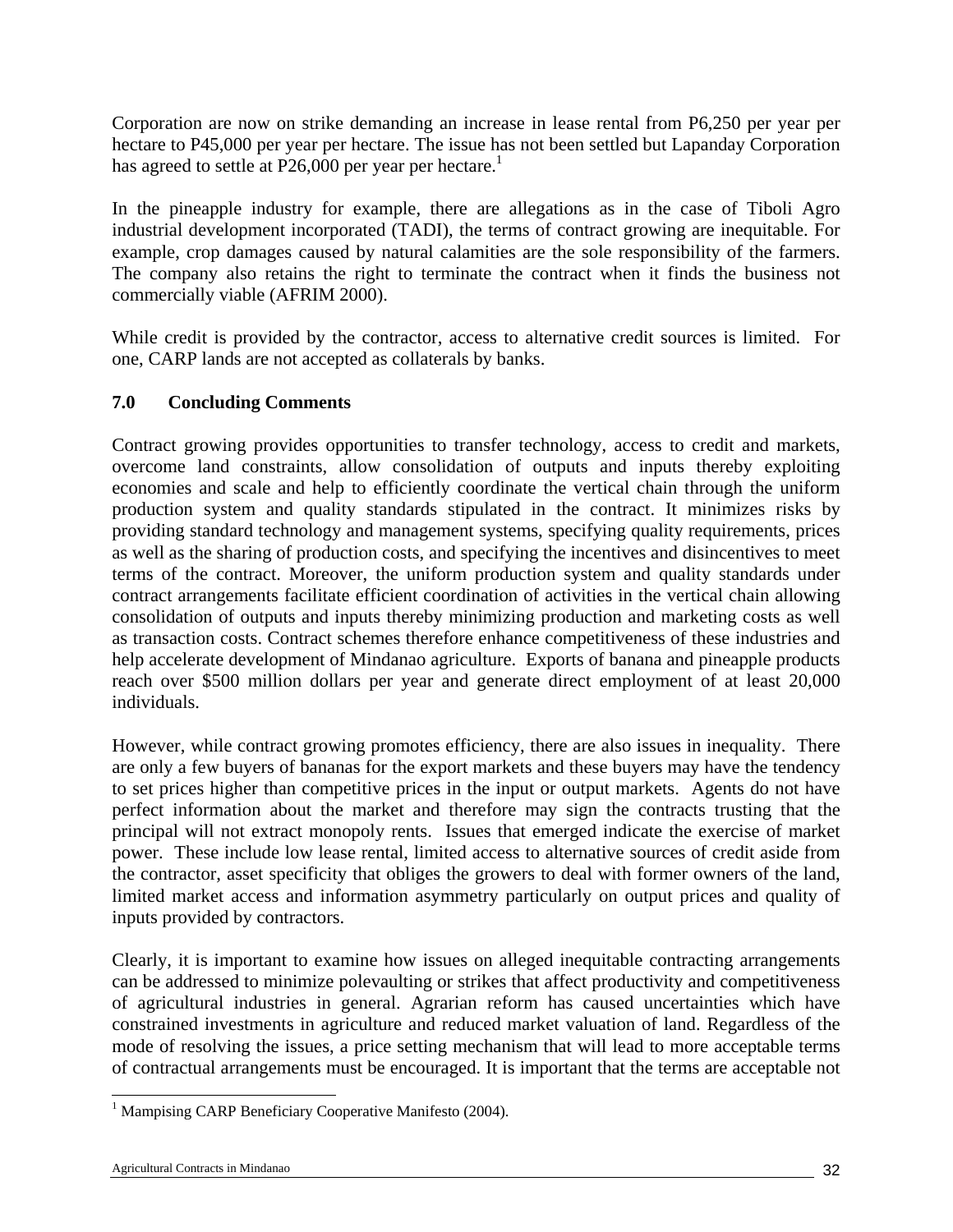Corporation are now on strike demanding an increase in lease rental from P6,250 per year per hectare to P45,000 per year per hectare. The issue has not been settled but Lapanday Corporation has agreed to settle at P26,000 per year per hectare.[1]

In the pineapple industry for example, there are allegations as in the case of Tiboli Agro industrial development incorporated (TADI), the terms of contract growing are inequitable. For example, crop damages caused by natural calamities are the sole responsibility of the farmers. The company also retains the right to terminate the contract when it finds the business not commercially viable (AFRIM 2000).

While credit is provided by the contractor, access to alternative credit sources is limited. For one, CARP lands are not accepted as collaterals by banks.

## 7.0 Concluding Comments

Contract growing provides opportunities to transfer technology, access to credit and markets, overcome land constraints, allow consolidation of outputs and inputs thereby exploiting economies and scale and help to efficiently coordinate the vertical chain through the uniform production system and quality standards stipulated in the contract. It minimizes risks by providing standard technology and management systems, specifying quality requirements, prices as well as the sharing of production costs, and specifying the incentives and disincentives to meet terms of the contract. Moreover, the uniform production system and quality standards under contract arrangements facilitate efficient coordination of activities in the vertical chain allowing consolidation of outputs and inputs thereby minimizing production and marketing costs as well as transaction costs. Contract schemes therefore enhance competitiveness of these industries and help accelerate development of Mindanao agriculture. Exports of banana and pineapple products reach over $500 million dollars per year and generate direct employment of at least 20,000 individuals.

However, while contract growing promotes efficiency, there are also issues in inequality. There are only a few buyers of bananas for the export markets and these buyers may have the tendency to set prices higher than competitive prices in the input or output markets. Agents do not have perfect information about the market and therefore may sign the contracts trusting that the principal will not extract monopoly rents. Issues that emerged indicate the exercise of market power. These include low lease rental, limited access to alternative sources of credit aside from the contractor, asset specificity that obliges the growers to deal with former owners of the land, limited market access and information asymmetry particularly on output prices and quality of inputs provided by contractors.

Clearly, it is important to examine how issues on alleged inequitable contracting arrangements can be addressed to minimize polevaulting or strikes that affect productivity and competitiveness of agricultural industries in general. Agrarian reform has caused uncertainties which have constrained investments in agriculture and reduced market valuation of land. Regardless of the mode of resolving the issues, a price setting mechanism that will lead to more acceptable terms of contractual arrangements must be encouraged. It is important that the terms are acceptable not

[1] Mampising CARP Beneficiary Cooperative Manifesto (2004).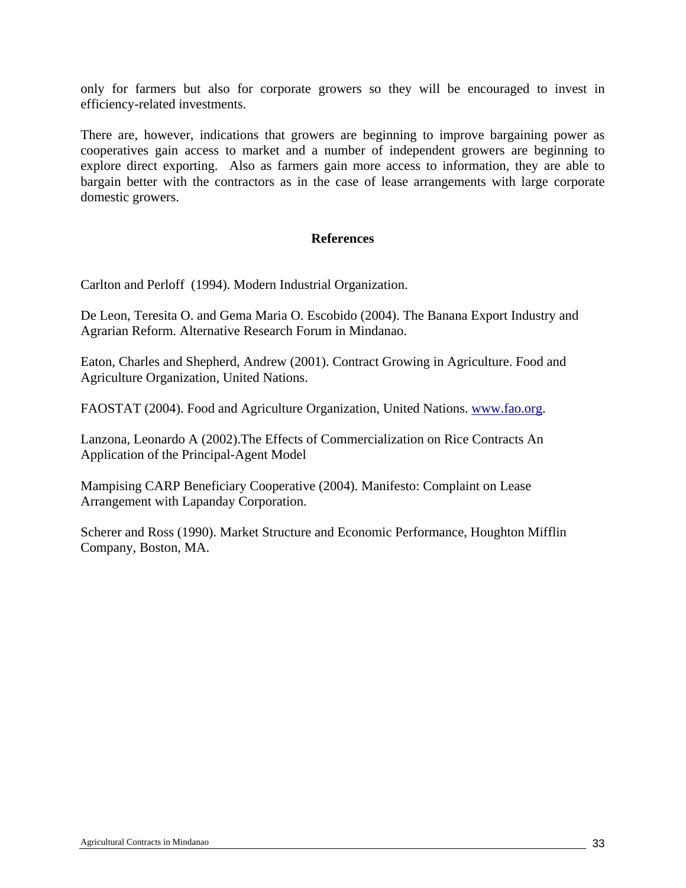only for farmers but also for corporate growers so they will be encouraged to invest in efficiency-related investments.

There are, however, indications that growers are beginning to improve bargaining power as cooperatives gain access to market and a number of independent growers are beginning to explore direct exporting. Also as farmers gain more access to information, they are able to bargain better with the contractors as in the case of lease arrangements with large corporate domestic growers.

## References

Carlton and Perloff (1994). Modern Industrial Organization.

De Leon, Teresita O. and Gema Maria O. Escobido (2004). The Banana Export Industry and Agrarian Reform. Alternative Research Forum in Mindanao.

Eaton, Charles and Shepherd, Andrew (2001). Contract Growing in Agriculture. Food and Agriculture Organization, United Nations.

FAOSTAT (2004). Food and Agriculture Organization, United Nations. www.fao.org.

Lanzona, Leonardo A (2002).The Effects of Commercialization on Rice Contracts An Application of the Principal-Agent Model

Mampising CARP Beneficiary Cooperative (2004). Manifesto: Complaint on Lease Arrangement with Lapanday Corporation.

Scherer and Ross (1990). Market Structure and Economic Performance, Houghton Mifflin Company, Boston, MA.